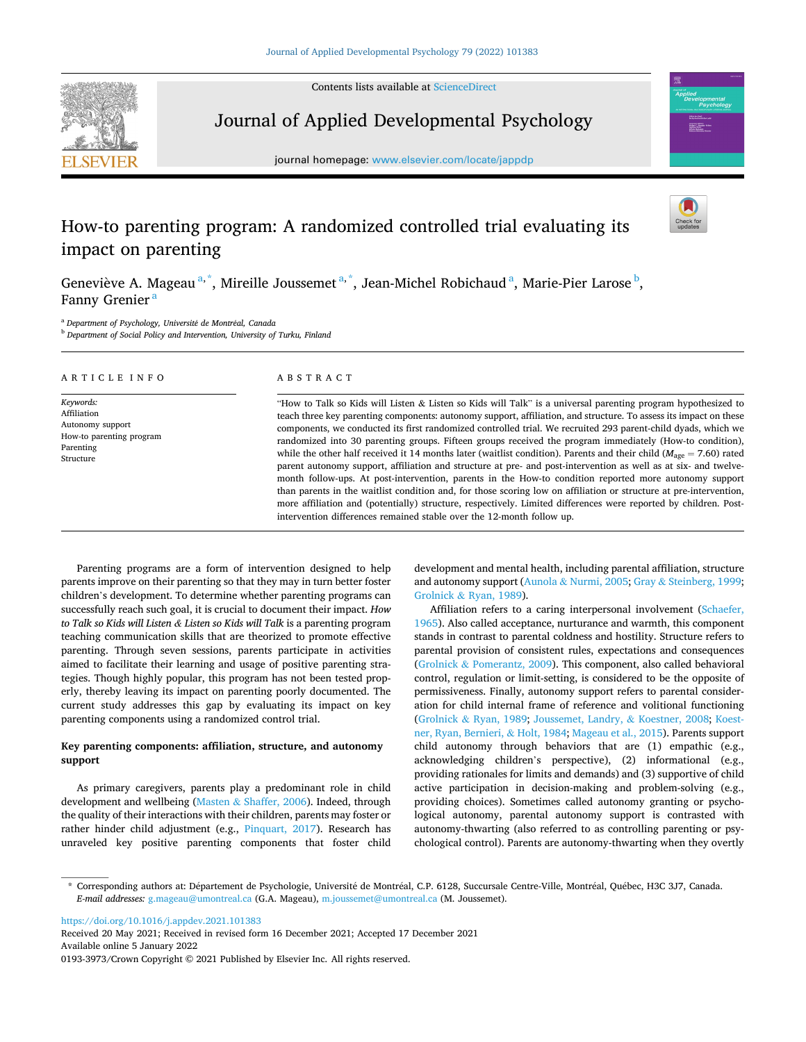# How-to parenting program: A randomized controlled trial evaluating its impact on parenting

Geneviève A. Mageau [a,*], Mireille Joussemet [a,*], Jean-Michel Robichaud [a], Marie-Pier Larose [b], Fanny Grenier [a]

[a] Department of Psychology, Université de Montréal, Canada

[b] Department of Social Policy and Intervention, University of Turku, Finland

## ARTICLE INFO

*Keywords:*
Affiliation
Autonomy support
How-to parenting program
Parenting
Structure

## ABSTRACT

"How to Talk so Kids will Listen & Listen so Kids will Talk" is a universal parenting program hypothesized to teach three key parenting components: autonomy support, affiliation, and structure. To assess its impact on these components, we conducted its first randomized controlled trial. We recruited 293 parent-child dyads, which we randomized into 30 parenting groups. Fifteen groups received the program immediately (How-to condition), while the other half received it 14 months later (waitlist condition). Parents and their child ($M_{age} = 7.60$) rated parent autonomy support, affiliation and structure at pre- and post-intervention as well as at six- and twelve-month follow-ups. At post-intervention, parents in the How-to condition reported more autonomy support than parents in the waitlist condition and, for those scoring low on affiliation or structure at pre-intervention, more affiliation and (potentially) structure, respectively. Limited differences were reported by children. Post-intervention differences remained stable over the 12-month follow up.

Parenting programs are a form of intervention designed to help parents improve on their parenting so that they may in turn better foster children's development. To determine whether parenting programs can successfully reach such goal, it is crucial to document their impact. *How to Talk so Kids will Listen & Listen so Kids will Talk* is a parenting program teaching communication skills that are theorized to promote effective parenting. Through seven sessions, parents participate in activities aimed to facilitate their learning and usage of positive parenting strategies. Though highly popular, this program has not been tested properly, thereby leaving its impact on parenting poorly documented. The current study addresses this gap by evaluating its impact on key parenting components using a randomized control trial.

### Key parenting components: affiliation, structure, and autonomy support

As primary caregivers, parents play a predominant role in child development and wellbeing (Masten & Shaffer, 2006). Indeed, through the quality of their interactions with their children, parents may foster or rather hinder child adjustment (e.g., Pinquart, 2017). Research has unraveled key positive parenting components that foster child development and mental health, including parental affiliation, structure and autonomy support (Aunola & Nurmi, 2005; Gray & Steinberg, 1999; Grolnick & Ryan, 1989).

Affiliation refers to a caring interpersonal involvement (Schaefer, 1965). Also called acceptance, nurturance and warmth, this component stands in contrast to parental coldness and hostility. Structure refers to parental provision of consistent rules, expectations and consequences (Grolnick & Pomerantz, 2009). This component, also called behavioral control, regulation or limit-setting, is considered to be the opposite of permissiveness. Finally, autonomy support refers to parental consideration for child internal frame of reference and volitional functioning (Grolnick & Ryan, 1989; Joussemet, Landry, & Koestner, 2008; Koestner, Ryan, Bernieri, & Holt, 1984; Mageau et al., 2015). Parents support child autonomy through behaviors that are (1) empathic (e.g., acknowledging children's perspective), (2) informational (e.g., providing rationales for limits and demands) and (3) supportive of child active participation in decision-making and problem-solving (e.g., providing choices). Sometimes called autonomy granting or psychological autonomy, parental autonomy support is contrasted with autonomy-thwarting (also referred to as controlling parenting or psychological control). Parents are autonomy-thwarting when they overtly

---

* Corresponding authors at: Département de Psychologie, Université de Montréal, C.P. 6128, Succursale Centre-Ville, Montréal, Québec, H3C 3J7, Canada. *E-mail addresses:* g.mageau@umontreal.ca (G.A. Mageau), m.joussemet@umontreal.ca (M. Joussemet).

https://doi.org/10.1016/j.appdev.2021.101383
Received 20 May 2021; Received in revised form 16 December 2021; Accepted 17 December 2021
Available online 5 January 2022
0193-3973/Crown Copyright © 2021 Published by Elsevier Inc. All rights reserved.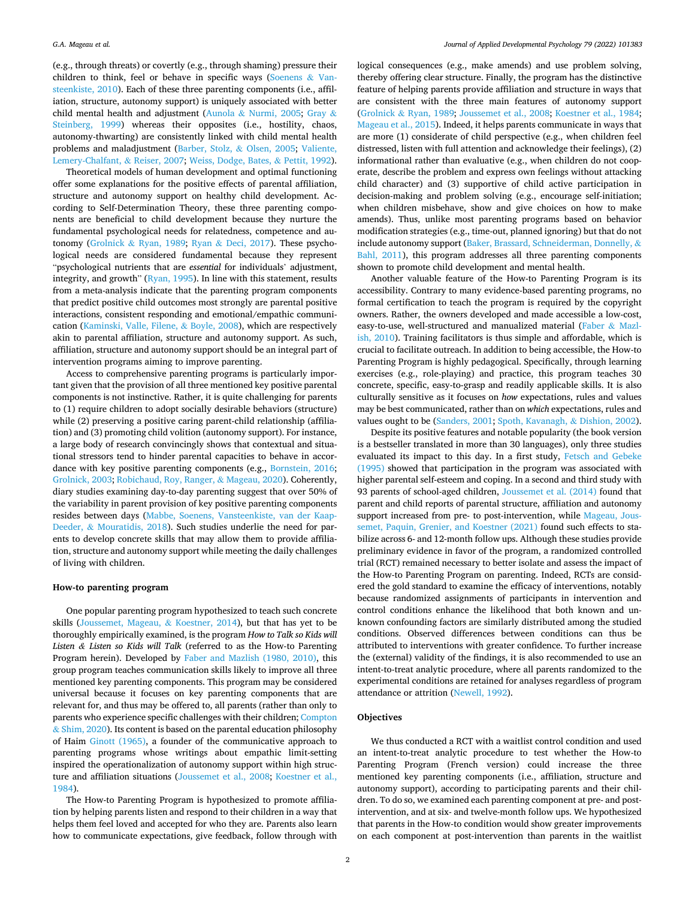(e.g., through threats) or covertly (e.g., through shaming) pressure their children to think, feel or behave in specific ways (Soenens & Vansteenkiste, 2010). Each of these three parenting components (i.e., affiliation, structure, autonomy support) is uniquely associated with better child mental health and adjustment (Aunola & Nurmi, 2005; Gray & Steinberg, 1999) whereas their opposites (i.e., hostility, chaos, autonomy-thwarting) are consistently linked with child mental health problems and maladjustment (Barber, Stolz, & Olsen, 2005; Valiente, Lemery-Chalfant, & Reiser, 2007; Weiss, Dodge, Bates, & Pettit, 1992).

Theoretical models of human development and optimal functioning offer some explanations for the positive effects of parental affiliation, structure and autonomy support on healthy child development. According to Self-Determination Theory, these three parenting components are beneficial to child development because they nurture the fundamental psychological needs for relatedness, competence and autonomy (Grolnick & Ryan, 1989; Ryan & Deci, 2017). These psychological needs are considered fundamental because they represent "psychological nutrients that are *essential* for individuals' adjustment, integrity, and growth" (Ryan, 1995). In line with this statement, results from a meta-analysis indicate that the parenting program components that predict positive child outcomes most strongly are parental positive interactions, consistent responding and emotional/empathic communication (Kaminski, Valle, Filene, & Boyle, 2008), which are respectively akin to parental affiliation, structure and autonomy support. As such, affiliation, structure and autonomy support should be an integral part of intervention programs aiming to improve parenting.

Access to comprehensive parenting programs is particularly important given that the provision of all three mentioned key positive parental components is not instinctive. Rather, it is quite challenging for parents to (1) require children to adopt socially desirable behaviors (structure) while (2) preserving a positive caring parent-child relationship (affiliation) and (3) promoting child volition (autonomy support). For instance, a large body of research convincingly shows that contextual and situational stressors tend to hinder parental capacities to behave in accordance with key positive parenting components (e.g., Bornstein, 2016; Grolnick, 2003; Robichaud, Roy, Ranger, & Mageau, 2020). Coherently, diary studies examining day-to-day parenting suggest that over 50% of the variability in parent provision of key positive parenting components resides between days (Mabbe, Soenens, Vansteenkiste, van der Kaap-Deeder, & Mouratidis, 2018). Such studies underlie the need for parents to develop concrete skills that may allow them to provide affiliation, structure and autonomy support while meeting the daily challenges of living with children.

### How-to parenting program

One popular parenting program hypothesized to teach such concrete skills (Joussemet, Mageau, & Koestner, 2014), but that has yet to be thoroughly empirically examined, is the program *How to Talk so Kids will Listen & Listen so Kids will Talk* (referred to as the How-to Parenting Program herein). Developed by Faber and Mazlish (1980, 2010), this group program teaches communication skills likely to improve all three mentioned key parenting components. This program may be considered universal because it focuses on key parenting components that are relevant for, and thus may be offered to, all parents (rather than only to parents who experience specific challenges with their children; Compton & Shim, 2020). Its content is based on the parental education philosophy of Haim Ginott (1965), a founder of the communicative approach to parenting programs whose writings about empathic limit-setting inspired the operationalization of autonomy support within high structure and affiliation situations (Joussemet et al., 2008; Koestner et al., 1984).

The How-to Parenting Program is hypothesized to promote affiliation by helping parents listen and respond to their children in a way that helps them feel loved and accepted for who they are. Parents also learn how to communicate expectations, give feedback, follow through with logical consequences (e.g., make amends) and use problem solving, thereby offering clear structure. Finally, the program has the distinctive feature of helping parents provide affiliation and structure in ways that are consistent with the three main features of autonomy support (Grolnick & Ryan, 1989; Joussemet et al., 2008; Koestner et al., 1984; Mageau et al., 2015). Indeed, it helps parents communicate in ways that are more (1) considerate of child perspective (e.g., when children feel distressed, listen with full attention and acknowledge their feelings), (2) informational rather than evaluative (e.g., when children do not cooperate, describe the problem and express own feelings without attacking child character) and (3) supportive of child active participation in decision-making and problem solving (e.g., encourage self-initiation; when children misbehave, show and give choices on how to make amends). Thus, unlike most parenting programs based on behavior modification strategies (e.g., time-out, planned ignoring) but that do not include autonomy support (Baker, Brassard, Schneiderman, Donnelly, & Bahl, 2011), this program addresses all three parenting components shown to promote child development and mental health.

Another valuable feature of the How-to Parenting Program is its accessibility. Contrary to many evidence-based parenting programs, no formal certification to teach the program is required by the copyright owners. Rather, the owners developed and made accessible a low-cost, easy-to-use, well-structured and manualized material (Faber & Mazlish, 2010). Training facilitators is thus simple and affordable, which is crucial to facilitate outreach. In addition to being accessible, the How-to Parenting Program is highly pedagogical. Specifically, through learning exercises (e.g., role-playing) and practice, this program teaches 30 concrete, specific, easy-to-grasp and readily applicable skills. It is also culturally sensitive as it focuses on *how* expectations, rules and values may be best communicated, rather than on *which* expectations, rules and values ought to be (Sanders, 2001; Spoth, Kavanagh, & Dishion, 2002).

Despite its positive features and notable popularity (the book version is a bestseller translated in more than 30 languages), only three studies evaluated its impact to this day. In a first study, Fetsch and Gebeke (1995) showed that participation in the program was associated with higher parental self-esteem and coping. In a second and third study with 93 parents of school-aged children, Joussemet et al. (2014) found that parent and child reports of parental structure, affiliation and autonomy support increased from pre- to post-intervention, while Mageau, Joussemet, Paquin, Grenier, and Koestner (2021) found such effects to stabilize across 6- and 12-month follow ups. Although these studies provide preliminary evidence in favor of the program, a randomized controlled trial (RCT) remained necessary to better isolate and assess the impact of the How-to Parenting Program on parenting. Indeed, RCTs are considered the gold standard to examine the efficacy of interventions, notably because randomized assignments of participants in intervention and control conditions enhance the likelihood that both known and unknown confounding factors are similarly distributed among the studied conditions. Observed differences between conditions can thus be attributed to interventions with greater confidence. To further increase the (external) validity of the findings, it is also recommended to use an intent-to-treat analytic procedure, where all parents randomized to the experimental conditions are retained for analyses regardless of program attendance or attrition (Newell, 1992).

### Objectives

We thus conducted a RCT with a waitlist control condition and used an intent-to-treat analytic procedure to test whether the How-to Parenting Program (French version) could increase the three mentioned key parenting components (i.e., affiliation, structure and autonomy support), according to participating parents and their children. To do so, we examined each parenting component at pre- and post-intervention, and at six- and twelve-month follow ups. We hypothesized that parents in the How-to condition would show greater improvements on each component at post-intervention than parents in the waitlist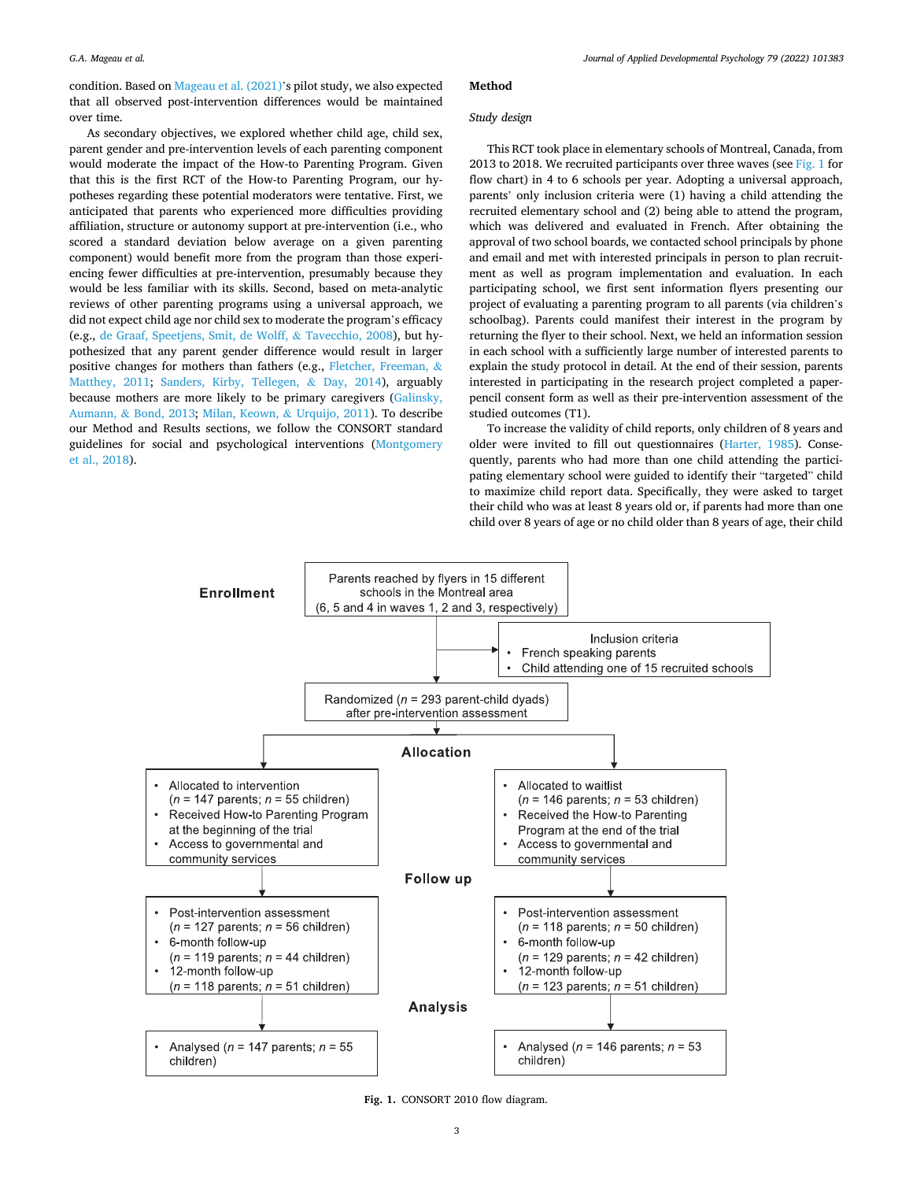condition. Based on Mageau et al. (2021)'s pilot study, we also expected that all observed post-intervention differences would be maintained over time.

As secondary objectives, we explored whether child age, child sex, parent gender and pre-intervention levels of each parenting component would moderate the impact of the How-to Parenting Program. Given that this is the first RCT of the How-to Parenting Program, our hypotheses regarding these potential moderators were tentative. First, we anticipated that parents who experienced more difficulties providing affiliation, structure or autonomy support at pre-intervention (i.e., who scored a standard deviation below average on a given parenting component) would benefit more from the program than those experiencing fewer difficulties at pre-intervention, presumably because they would be less familiar with its skills. Second, based on meta-analytic reviews of other parenting programs using a universal approach, we did not expect child age nor child sex to moderate the program's efficacy (e.g., de Graaf, Speetjens, Smit, de Wolff, & Tavecchio, 2008), but hypothesized that any parent gender difference would result in larger positive changes for mothers than fathers (e.g., Fletcher, Freeman, & Matthey, 2011; Sanders, Kirby, Tellegen, & Day, 2014), arguably because mothers are more likely to be primary caregivers (Galinsky, Aumann, & Bond, 2013; Milan, Keown, & Urquijo, 2011). To describe our Method and Results sections, we follow the CONSORT standard guidelines for social and psychological interventions (Montgomery et al., 2018).

## Method

### Study design

This RCT took place in elementary schools of Montreal, Canada, from 2013 to 2018. We recruited participants over three waves (see Fig. 1 for flow chart) in 4 to 6 schools per year. Adopting a universal approach, parents' only inclusion criteria were (1) having a child attending the recruited elementary school and (2) being able to attend the program, which was delivered and evaluated in French. After obtaining the approval of two school boards, we contacted school principals by phone and email and met with interested principals in person to plan recruitment as well as program implementation and evaluation. In each participating school, we first sent information flyers presenting our project of evaluating a parenting program to all parents (via children's schoolbag). Parents could manifest their interest in the program by returning the flyer to their school. Next, we held an information session in each school with a sufficiently large number of interested parents to explain the study protocol in detail. At the end of their session, parents interested in participating in the research project completed a paper-pencil consent form as well as their pre-intervention assessment of the studied outcomes (T1).

To increase the validity of child reports, only children of 8 years and older were invited to fill out questionnaires (Harter, 1985). Consequently, parents who had more than one child attending the participating elementary school were guided to identify their "targeted" child to maximize child report data. Specifically, they were asked to target their child who was at least 8 years old or, if parents had more than one child over 8 years of age or no child older than 8 years of age, their child

**Enrollment**

- Parents reached by flyers in 15 different schools in the Montreal area (6, 5 and 4 in waves 1, 2 and 3, respectively)
- Inclusion criteria
  - French speaking parents
  - Child attending one of 15 recruited schools
- Randomized ($n$ = 293 parent-child dyads) after pre-intervention assessment

**Allocation**

| Intervention | Waitlist |
| --- | --- |
| • Allocated to intervention ($n$ = 147 parents; $n$ = 55 children)<br>• Received How-to Parenting Program at the beginning of the trial<br>• Access to governmental and community services | • Allocated to waitlist ($n$ = 146 parents; $n$ = 53 children)<br>• Received the How-to Parenting Program at the end of the trial<br>• Access to governmental and community services |

**Follow up**

| Intervention | Waitlist |
| --- | --- |
| • Post-intervention assessment ($n$ = 127 parents; $n$ = 56 children)<br>• 6-month follow-up ($n$ = 119 parents; $n$ = 44 children)<br>• 12-month follow-up ($n$ = 118 parents; $n$ = 51 children) | • Post-intervention assessment ($n$ = 118 parents; $n$ = 50 children)<br>• 6-month follow-up ($n$ = 129 parents; $n$ = 42 children)<br>• 12-month follow-up ($n$ = 123 parents; $n$ = 51 children) |

**Analysis**

| Intervention | Waitlist |
| --- | --- |
| • Analysed ($n$ = 147 parents; $n$ = 55 children) | • Analysed ($n$ = 146 parents; $n$ = 53 children) |

**Fig. 1.** CONSORT 2010 flow diagram.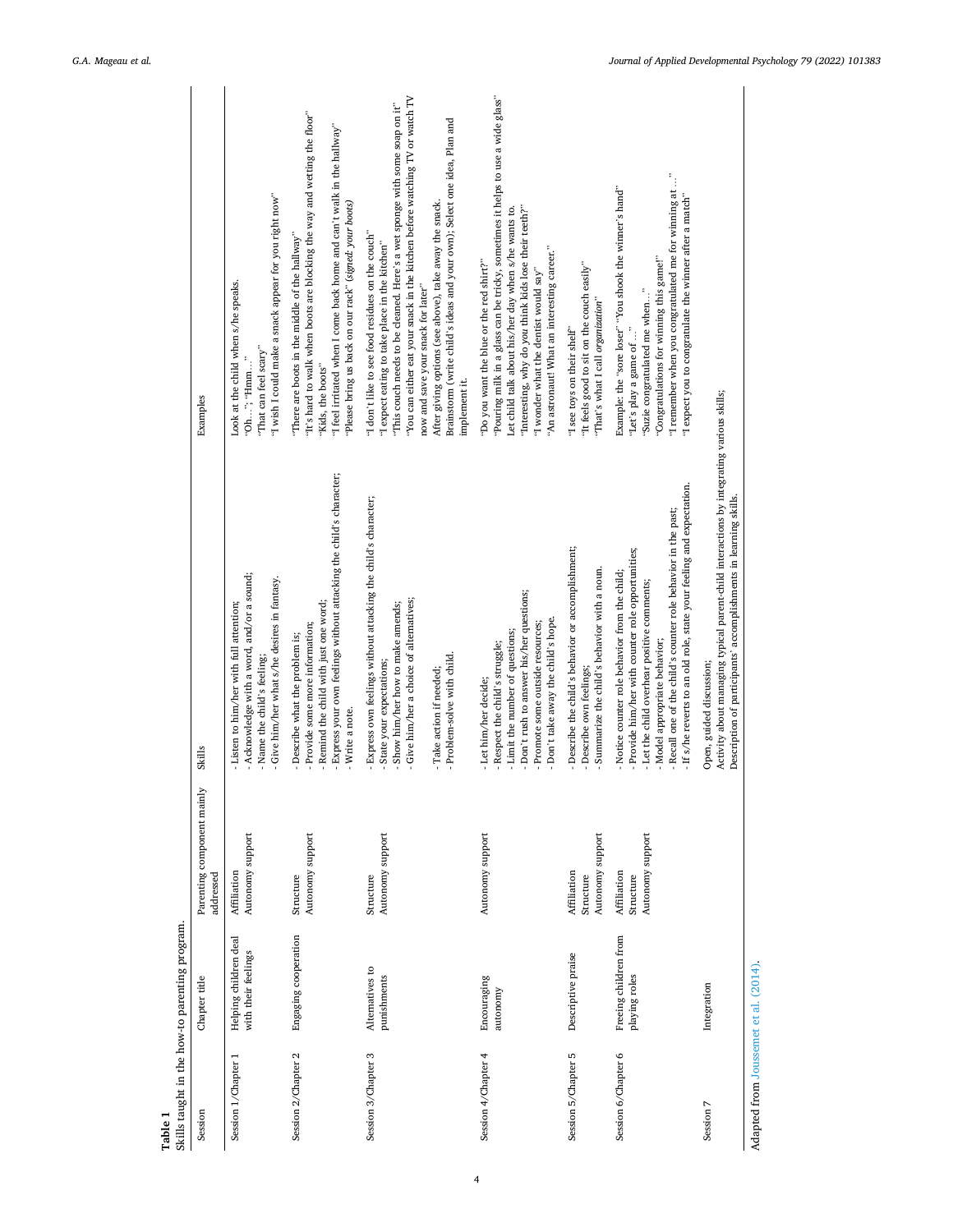**Table 1**
Skills taught in the how-to parenting program.

| Session | Chapter title | Parenting component mainly addressed | Skills | Examples |
|---|---|---|---|---|
| Session 1/Chapter 1 | Helping children deal with their feelings | Affiliation<br>Autonomy support | - Listen to him/her with full attention;<br>- Acknowledge with a word, and/or a sound;<br>- Name the child's feeling;<br>- Give him/her what s/he desires in fantasy. | Look at the child when s/he speaks.<br>"Oh…"; "Hmm…"<br>"That can feel scary"<br>"I wish I could make a snack appear for you right now" |
| Session 2/Chapter 2 | Engaging cooperation | Structure<br>Autonomy support | - Describe what the problem is;<br>- Provide some more information;<br>- Remind the child with just one word;<br>- Express your own feelings without attacking the child's character;<br>- Write a note. | "There are boots in the middle of the hallway"<br>"It's hard to walk when boots are blocking the way and wetting the floor"<br>"Kids, the boots"<br>"I feel irritated when I come back home and can't walk in the hallway"<br>"Please bring us back on our rack" (*signed: your boots*) |
| Session 3/Chapter 3 | Alternatives to punishments | Structure<br>Autonomy support | - Express own feelings without attacking the child's character;<br>- State your expectations;<br>- Show him/her how to make amends;<br>- Give him/her a choice of alternatives;<br><br>- Take action if needed;<br>- Problem-solve with child. | "I don't like to see food residues on the couch"<br>"I expect eating to take place in the kitchen"<br>"This couch needs to be cleaned. Here's a wet sponge with some soap on it"<br>"You can either eat your snack in the kitchen before watching TV or watch TV now and save your snack for later"<br>After giving options (see above), take away the snack.<br>Brainstorm (write child's ideas and your own); Select one idea, Plan and implement it. |
| Session 4/Chapter 4 | Encouraging autonomy | Autonomy support | - Let him/her decide;<br>- Respect the child's struggle;<br>- Limit the number of questions;<br>- Don't rush to answer his/her questions;<br>- Promote some outside resources;<br>- Don't take away the child's hope. | "Do you want the blue or the red shirt?"<br>"Pouring milk in a glass can be tricky, sometimes it helps to use a wide glass"<br>Let child talk about his/her day when s/he wants to.<br>"Interesting, why do you think kids lose their teeth?"<br>"I wonder what the dentist would say"<br>"An astronaut! What an interesting career." |
| Session 5/Chapter 5 | Descriptive praise | Affiliation<br>Structure<br>Autonomy support | - Describe the child's behavior or accomplishment;<br>- Describe own feelings;<br>- Summarize the child's behavior with a noun. | "I see toys on their shelf"<br>"It feels good to sit on the couch easily"<br>"That's what I call *organization*" |
| Session 6/Chapter 6 | Freeing children from playing roles | Affiliation<br>Structure<br>Autonomy support | - Notice counter role behavior from the child;<br>- Provide him/her with counter role opportunities;<br>- Let the child overhear positive comments;<br>- Model appropriate behavior;<br>- Recall one of the child's counter role behavior in the past;<br>- If s/he reverts to an old role, state your feeling and expectation. | Example: the "sore loser" "You shook the winner's hand"<br>"Let's play a game of …"<br>"Suzie congratulated me when…"<br>"Congratulations for winning this game!"<br>"I remember when you congratulated me for winning at …"<br>"I expect you to congratulate the winner after a match" |
| Session 7 | Integration | | Open, guided discussion;<br>Activity about managing typical parent-child interactions by integrating various skills;<br>Description of participants' accomplishments in learning skills. | |

Adapted from Joussemet et al. (2014).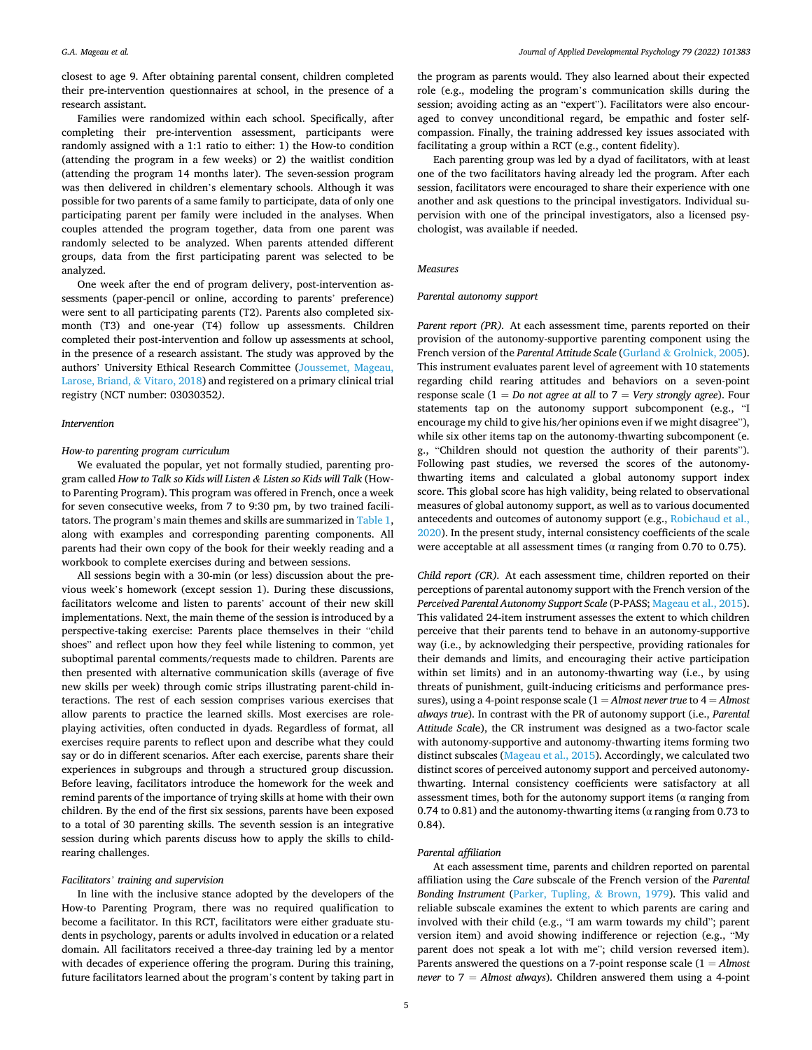closest to age 9. After obtaining parental consent, children completed their pre-intervention questionnaires at school, in the presence of a research assistant.

Families were randomized within each school. Specifically, after completing their pre-intervention assessment, participants were randomly assigned with a 1:1 ratio to either: 1) the How-to condition (attending the program in a few weeks) or 2) the waitlist condition (attending the program 14 months later). The seven-session program was then delivered in children's elementary schools. Although it was possible for two parents of a same family to participate, data of only one participating parent per family were included in the analyses. When couples attended the program together, data from one parent was randomly selected to be analyzed. When parents attended different groups, data from the first participating parent was selected to be analyzed.

One week after the end of program delivery, post-intervention assessments (paper-pencil or online, according to parents' preference) were sent to all participating parents (T2). Parents also completed six-month (T3) and one-year (T4) follow up assessments. Children completed their post-intervention and follow up assessments at school, in the presence of a research assistant. The study was approved by the authors' University Ethical Research Committee (Joussemet, Mageau, Larose, Briand, & Vitaro, 2018) and registered on a primary clinical trial registry (NCT number: 03030352).

### Intervention

#### How-to parenting program curriculum

We evaluated the popular, yet not formally studied, parenting program called *How to Talk so Kids will Listen & Listen so Kids will Talk* (How-to Parenting Program). This program was offered in French, once a week for seven consecutive weeks, from 7 to 9:30 pm, by two trained facilitators. The program's main themes and skills are summarized in Table 1, along with examples and corresponding parenting components. All parents had their own copy of the book for their weekly reading and a workbook to complete exercises during and between sessions.

All sessions begin with a 30-min (or less) discussion about the previous week's homework (except session 1). During these discussions, facilitators welcome and listen to parents' account of their new skill implementations. Next, the main theme of the session is introduced by a perspective-taking exercise: Parents place themselves in their "child shoes" and reflect upon how they feel while listening to common, yet suboptimal parental comments/requests made to children. Parents are then presented with alternative communication skills (average of five new skills per week) through comic strips illustrating parent-child interactions. The rest of each session comprises various exercises that allow parents to practice the learned skills. Most exercises are role-playing activities, often conducted in dyads. Regardless of format, all exercises require parents to reflect upon and describe what they could say or do in different scenarios. After each exercise, parents share their experiences in subgroups and through a structured group discussion. Before leaving, facilitators introduce the homework for the week and remind parents of the importance of trying skills at home with their own children. By the end of the first six sessions, parents have been exposed to a total of 30 parenting skills. The seventh session is an integrative session during which parents discuss how to apply the skills to child-rearing challenges.

#### Facilitators' training and supervision

In line with the inclusive stance adopted by the developers of the How-to Parenting Program, there was no required qualification to become a facilitator. In this RCT, facilitators were either graduate students in psychology, parents or adults involved in education or a related domain. All facilitators received a three-day training led by a mentor with decades of experience offering the program. During this training, future facilitators learned about the program's content by taking part in the program as parents would. They also learned about their expected role (e.g., modeling the program's communication skills during the session; avoiding acting as an "expert"). Facilitators were also encouraged to convey unconditional regard, be empathic and foster self-compassion. Finally, the training addressed key issues associated with facilitating a group within a RCT (e.g., content fidelity).

Each parenting group was led by a dyad of facilitators, with at least one of the two facilitators having already led the program. After each session, facilitators were encouraged to share their experience with one another and ask questions to the principal investigators. Individual supervision with one of the principal investigators, also a licensed psychologist, was available if needed.

### Measures

#### Parental autonomy support

*Parent report (PR).* At each assessment time, parents reported on their provision of the autonomy-supportive parenting component using the French version of the *Parental Attitude Scale* (Gurland & Grolnick, 2005). This instrument evaluates parent level of agreement with 10 statements regarding child rearing attitudes and behaviors on a seven-point response scale (1 = *Do not agree at all* to 7 = *Very strongly agree*). Four statements tap on the autonomy support subcomponent (e.g., "I encourage my child to give his/her opinions even if we might disagree"), while six other items tap on the autonomy-thwarting subcomponent (e.g., "Children should not question the authority of their parents"). Following past studies, we reversed the scores of the autonomy-thwarting items and calculated a global autonomy support index score. This global score has high validity, being related to observational measures of global autonomy support, as well as to various documented antecedents and outcomes of autonomy support (e.g., Robichaud et al., 2020). In the present study, internal consistency coefficients of the scale were acceptable at all assessment times (α ranging from 0.70 to 0.75).

*Child report (CR).* At each assessment time, children reported on their perceptions of parental autonomy support with the French version of the *Perceived Parental Autonomy Support Scale* (P-PASS; Mageau et al., 2015). This validated 24-item instrument assesses the extent to which children perceive that their parents tend to behave in an autonomy-supportive way (i.e., by acknowledging their perspective, providing rationales for their demands and limits, and encouraging their active participation within set limits) and in an autonomy-thwarting way (i.e., by using threats of punishment, guilt-inducing criticisms and performance pressures), using a 4-point response scale (1 = *Almost never true* to 4 = *Almost always true*). In contrast with the PR of autonomy support (i.e., *Parental Attitude Scale*), the CR instrument was designed as a two-factor scale with autonomy-supportive and autonomy-thwarting items forming two distinct subscales (Mageau et al., 2015). Accordingly, we calculated two distinct scores of perceived autonomy support and perceived autonomy-thwarting. Internal consistency coefficients were satisfactory at all assessment times, both for the autonomy support items (α ranging from 0.74 to 0.81) and the autonomy-thwarting items (α ranging from 0.73 to 0.84).

#### Parental affiliation

At each assessment time, parents and children reported on parental affiliation using the *Care* subscale of the French version of the *Parental Bonding Instrument* (Parker, Tupling, & Brown, 1979). This valid and reliable subscale examines the extent to which parents are caring and involved with their child (e.g., "I am warm towards my child"; parent version item) and avoid showing indifference or rejection (e.g., "My parent does not speak a lot with me"; child version reversed item). Parents answered the questions on a 7-point response scale (1 = *Almost never* to 7 = *Almost always*). Children answered them using a 4-point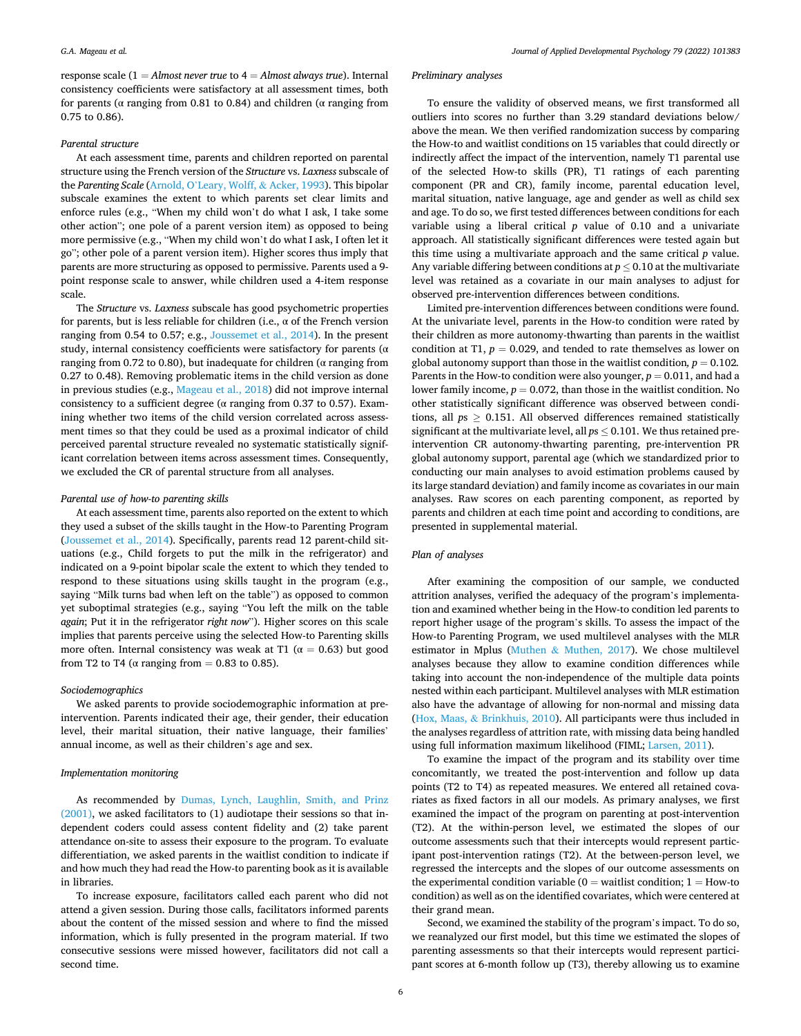response scale (1 = *Almost never true* to 4 = *Almost always true*). Internal consistency coefficients were satisfactory at all assessment times, both for parents (α ranging from 0.81 to 0.84) and children (α ranging from 0.75 to 0.86).

#### *Parental structure*

At each assessment time, parents and children reported on parental structure using the French version of the *Structure* vs. *Laxness* subscale of the *Parenting Scale* (Arnold, O'Leary, Wolff, & Acker, 1993). This bipolar subscale examines the extent to which parents set clear limits and enforce rules (e.g., "When my child won't do what I ask, I take some other action"; one pole of a parent version item) as opposed to being more permissive (e.g., "When my child won't do what I ask, I often let it go"; other pole of a parent version item). Higher scores thus imply that parents are more structuring as opposed to permissive. Parents used a 9-point response scale to answer, while children used a 4-item response scale.

The *Structure* vs. *Laxness* subscale has good psychometric properties for parents, but is less reliable for children (i.e., α of the French version ranging from 0.54 to 0.57; e.g., Joussemet et al., 2014). In the present study, internal consistency coefficients were satisfactory for parents (α ranging from 0.72 to 0.80), but inadequate for children (α ranging from 0.27 to 0.48). Removing problematic items in the child version as done in previous studies (e.g., Mageau et al., 2018) did not improve internal consistency to a sufficient degree (α ranging from 0.37 to 0.57). Examining whether two items of the child version correlated across assessment times so that they could be used as a proximal indicator of child perceived parental structure revealed no systematic statistically significant correlation between items across assessment times. Consequently, we excluded the CR of parental structure from all analyses.

#### *Parental use of how-to parenting skills*

At each assessment time, parents also reported on the extent to which they used a subset of the skills taught in the How-to Parenting Program (Joussemet et al., 2014). Specifically, parents read 12 parent-child situations (e.g., Child forgets to put the milk in the refrigerator) and indicated on a 9-point bipolar scale the extent to which they tended to respond to these situations using skills taught in the program (e.g., saying "Milk turns bad when left on the table") as opposed to common yet suboptimal strategies (e.g., saying "You left the milk on the table *again*; Put it in the refrigerator *right now*"). Higher scores on this scale implies that parents perceive using the selected How-to Parenting skills more often. Internal consistency was weak at T1 (α = 0.63) but good from T2 to T4 (α ranging from = 0.83 to 0.85).

#### *Sociodemographics*

We asked parents to provide sociodemographic information at pre-intervention. Parents indicated their age, their gender, their education level, their marital situation, their native language, their families' annual income, as well as their children's age and sex.

#### *Implementation monitoring*

As recommended by Dumas, Lynch, Laughlin, Smith, and Prinz (2001), we asked facilitators to (1) audiotape their sessions so that independent coders could assess content fidelity and (2) take parent attendance on-site to assess their exposure to the program. To evaluate differentiation, we asked parents in the waitlist condition to indicate if and how much they had read the How-to parenting book as it is available in libraries.

To increase exposure, facilitators called each parent who did not attend a given session. During those calls, facilitators informed parents about the content of the missed session and where to find the missed information, which is fully presented in the program material. If two consecutive sessions were missed however, facilitators did not call a second time.

#### *Preliminary analyses*

To ensure the validity of observed means, we first transformed all outliers into scores no further than 3.29 standard deviations below/above the mean. We then verified randomization success by comparing the How-to and waitlist conditions on 15 variables that could directly or indirectly affect the impact of the intervention, namely T1 parental use of the selected How-to skills (PR), T1 ratings of each parenting component (PR and CR), family income, parental education level, marital situation, native language, age and gender as well as child sex and age. To do so, we first tested differences between conditions for each variable using a liberal critical *p* value of 0.10 and a univariate approach. All statistically significant differences were tested again but this time using a multivariate approach and the same critical *p* value. Any variable differing between conditions at $p \leq 0.10$ at the multivariate level was retained as a covariate in our main analyses to adjust for observed pre-intervention differences between conditions.

Limited pre-intervention differences between conditions were found. At the univariate level, parents in the How-to condition were rated by their children as more autonomy-thwarting than parents in the waitlist condition at T1, $p = 0.029$, and tended to rate themselves as lower on global autonomy support than those in the waitlist condition, $p = 0.102$. Parents in the How-to condition were also younger, $p = 0.011$, and had a lower family income, $p = 0.072$, than those in the waitlist condition. No other statistically significant difference was observed between conditions, all $ps \geq 0.151$. All observed differences remained statistically significant at the multivariate level, all $ps \leq 0.101$. We thus retained pre-intervention CR autonomy-thwarting parenting, pre-intervention PR global autonomy support, parental age (which we standardized prior to conducting our main analyses to avoid estimation problems caused by its large standard deviation) and family income as covariates in our main analyses. Raw scores on each parenting component, as reported by parents and children at each time point and according to conditions, are presented in supplemental material.

#### *Plan of analyses*

After examining the composition of our sample, we conducted attrition analyses, verified the adequacy of the program's implementation and examined whether being in the How-to condition led parents to report higher usage of the program's skills. To assess the impact of the How-to Parenting Program, we used multilevel analyses with the MLR estimator in Mplus (Muthen & Muthen, 2017). We chose multilevel analyses because they allow to examine condition differences while taking into account the non-independence of the multiple data points nested within each participant. Multilevel analyses with MLR estimation also have the advantage of allowing for non-normal and missing data (Hox, Maas, & Brinkhuis, 2010). All participants were thus included in the analyses regardless of attrition rate, with missing data being handled using full information maximum likelihood (FIML; Larsen, 2011).

To examine the impact of the program and its stability over time concomitantly, we treated the post-intervention and follow up data points (T2 to T4) as repeated measures. We entered all retained covariates as fixed factors in all our models. As primary analyses, we first examined the impact of the program on parenting at post-intervention (T2). At the within-person level, we estimated the slopes of our outcome assessments such that their intercepts would represent participant post-intervention ratings (T2). At the between-person level, we regressed the intercepts and the slopes of our outcome assessments on the experimental condition variable (0 = waitlist condition; 1 = How-to condition) as well as on the identified covariates, which were centered at their grand mean.

Second, we examined the stability of the program's impact. To do so, we reanalyzed our first model, but this time we estimated the slopes of parenting assessments so that their intercepts would represent participant scores at 6-month follow up (T3), thereby allowing us to examine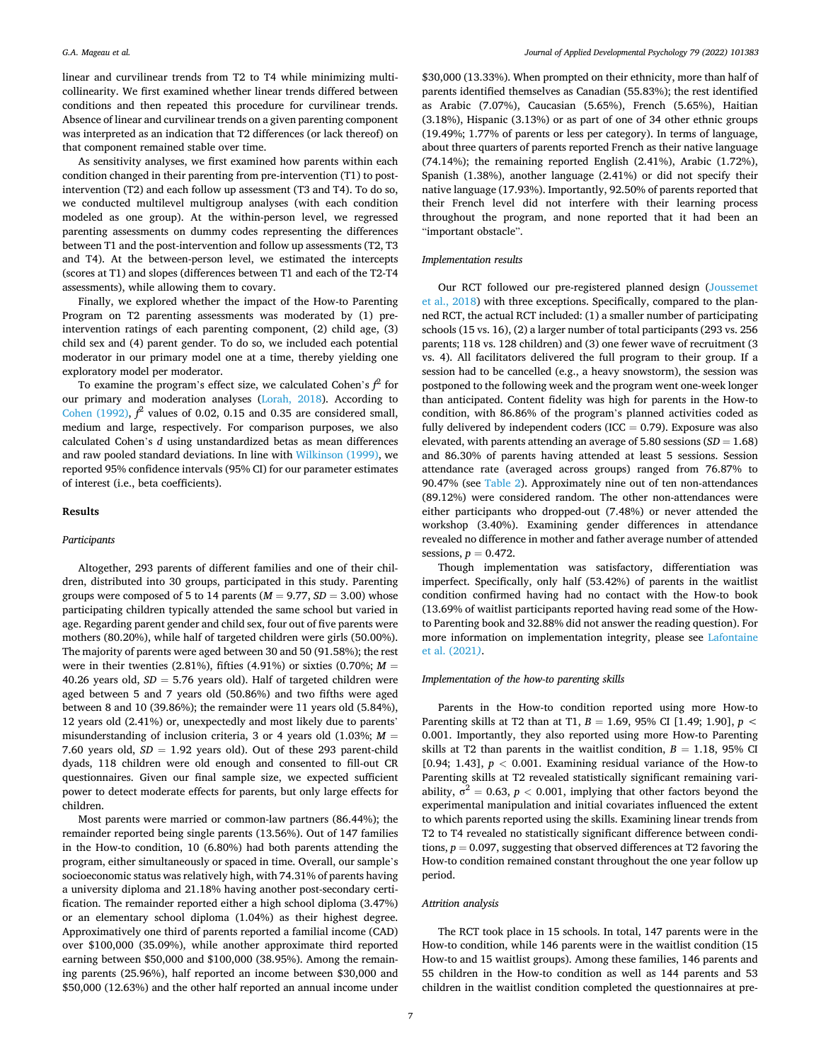linear and curvilinear trends from T2 to T4 while minimizing multicollinearity. We first examined whether linear trends differed between conditions and then repeated this procedure for curvilinear trends. Absence of linear and curvilinear trends on a given parenting component was interpreted as an indication that T2 differences (or lack thereof) on that component remained stable over time.

As sensitivity analyses, we first examined how parents within each condition changed in their parenting from pre-intervention (T1) to post-intervention (T2) and each follow up assessment (T3 and T4). To do so, we conducted multilevel multigroup analyses (with each condition modeled as one group). At the within-person level, we regressed parenting assessments on dummy codes representing the differences between T1 and the post-intervention and follow up assessments (T2, T3 and T4). At the between-person level, we estimated the intercepts (scores at T1) and slopes (differences between T1 and each of the T2-T4 assessments), while allowing them to covary.

Finally, we explored whether the impact of the How-to Parenting Program on T2 parenting assessments was moderated by (1) pre-intervention ratings of each parenting component, (2) child age, (3) child sex and (4) parent gender. To do so, we included each potential moderator in our primary model one at a time, thereby yielding one exploratory model per moderator.

To examine the program's effect size, we calculated Cohen's $f^2$ for our primary and moderation analyses (Lorah, 2018). According to Cohen (1992), $f^2$ values of 0.02, 0.15 and 0.35 are considered small, medium and large, respectively. For comparison purposes, we also calculated Cohen's *d* using unstandardized betas as mean differences and raw pooled standard deviations. In line with Wilkinson (1999), we reported 95% confidence intervals (95% CI) for our parameter estimates of interest (i.e., beta coefficients).

## Results

### *Participants*

Altogether, 293 parents of different families and one of their children, distributed into 30 groups, participated in this study. Parenting groups were composed of 5 to 14 parents ($M = 9.77$, $SD = 3.00$) whose participating children typically attended the same school but varied in age. Regarding parent gender and child sex, four out of five parents were mothers (80.20%), while half of targeted children were girls (50.00%). The majority of parents were aged between 30 and 50 (91.58%); the rest were in their twenties (2.81%), fifties (4.91%) or sixties (0.70%; $M = 40.26$ years old, $SD = 5.76$ years old). Half of targeted children were aged between 5 and 7 years old (50.86%) and two fifths were aged between 8 and 10 (39.86%); the remainder were 11 years old (5.84%), 12 years old (2.41%) or, unexpectedly and most likely due to parents' misunderstanding of inclusion criteria, 3 or 4 years old (1.03%; $M = 7.60$ years old, $SD = 1.92$ years old). Out of these 293 parent-child dyads, 118 children were old enough and consented to fill-out CR questionnaires. Given our final sample size, we expected sufficient power to detect moderate effects for parents, but only large effects for children.

Most parents were married or common-law partners (86.44%); the remainder reported being single parents (13.56%). Out of 147 families in the How-to condition, 10 (6.80%) had both parents attending the program, either simultaneously or spaced in time. Overall, our sample's socioeconomic status was relatively high, with 74.31% of parents having a university diploma and 21.18% having another post-secondary certification. The remainder reported either a high school diploma (3.47%) or an elementary school diploma (1.04%) as their highest degree. Approximately one third of parents reported a familial income (CAD) over $100,000 (35.09%), while another approximate third reported earning between $50,000 and $100,000 (38.95%). Among the remaining parents (25.96%), half reported an income between $30,000 and $50,000 (12.63%) and the other half reported an annual income under $30,000 (13.33%). When prompted on their ethnicity, more than half of parents identified themselves as Canadian (55.83%); the rest identified as Arabic (7.07%), Caucasian (5.65%), French (5.65%), Haitian (3.18%), Hispanic (3.13%) or as part of one of 34 other ethnic groups (19.49%; 1.77% of parents or less per category). In terms of language, about three quarters of parents reported French as their native language (74.14%); the remaining reported English (2.41%), Arabic (1.72%), Spanish (1.38%), another language (2.41%) or did not specify their native language (17.93%). Importantly, 92.50% of parents reported that their French level did not interfere with their learning process throughout the program, and none reported that it had been an "important obstacle".

### *Implementation results*

Our RCT followed our pre-registered planned design (Joussemet et al., 2018) with three exceptions. Specifically, compared to the planned RCT, the actual RCT included: (1) a smaller number of participating schools (15 vs. 16), (2) a larger number of total participants (293 vs. 256 parents; 118 vs. 128 children) and (3) one fewer wave of recruitment (3 vs. 4). All facilitators delivered the full program to their group. If a session had to be cancelled (e.g., a heavy snowstorm), the session was postponed to the following week and the program went one-week longer than anticipated. Content fidelity was high for parents in the How-to condition, with 86.86% of the program's planned activities coded as fully delivered by independent coders (ICC = 0.79). Exposure was also elevated, with parents attending an average of 5.80 sessions ($SD = 1.68$) and 86.30% of parents having attended at least 5 sessions. Session attendance rate (averaged across groups) ranged from 76.87% to 90.47% (see Table 2). Approximately nine out of ten non-attendances (89.12%) were considered random. The other non-attendances were either participants who dropped-out (7.48%) or never attended the workshop (3.40%). Examining gender differences in attendance revealed no difference in mother and father average number of attended sessions, $p = 0.472$.

Though implementation was satisfactory, differentiation was imperfect. Specifically, only half (53.42%) of parents in the waitlist condition confirmed having had no contact with the How-to book (13.69% of waitlist participants reported having read some of the How-to Parenting book and 32.88% did not answer the reading question). For more information on implementation integrity, please see Lafontaine et al. (2021).

### *Implementation of the how-to parenting skills*

Parents in the How-to condition reported using more How-to Parenting skills at T2 than at T1, $B = 1.69$, 95% CI [1.49; 1.90], $p < 0.001$. Importantly, they also reported using more How-to Parenting skills at T2 than parents in the waitlist condition, $B = 1.18$, 95% CI [0.94; 1.43], $p < 0.001$. Examining residual variance of the How-to Parenting skills at T2 revealed statistically significant remaining variability, $\sigma^2 = 0.63$, $p < 0.001$, implying that other factors beyond the experimental manipulation and initial covariates influenced the extent to which parents reported using the skills. Examining linear trends from T2 to T4 revealed no statistically significant difference between conditions, $p = 0.097$, suggesting that observed differences at T2 favoring the How-to condition remained constant throughout the one year follow up period.

### *Attrition analysis*

The RCT took place in 15 schools. In total, 147 parents were in the How-to condition, while 146 parents were in the waitlist condition (15 How-to and 15 waitlist groups). Among these families, 146 parents and 55 children in the How-to condition as well as 144 parents and 53 children in the waitlist condition completed the questionnaires at pre-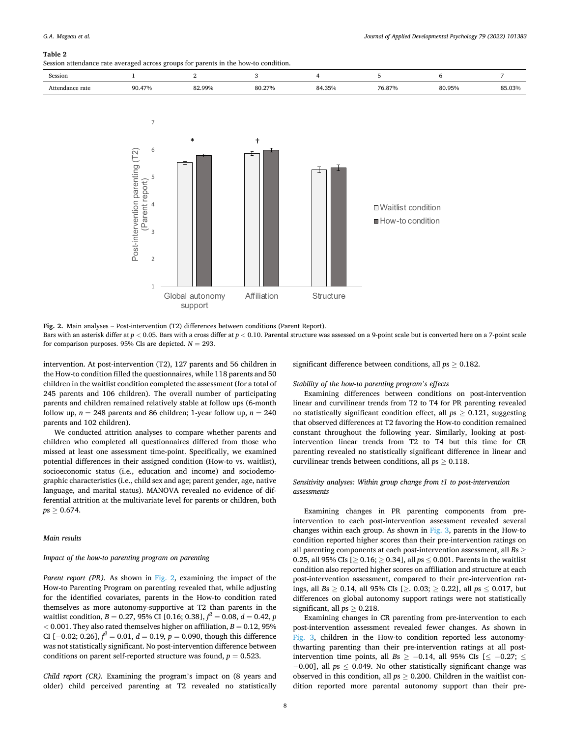**Table 2**
Session attendance rate averaged across groups for parents in the how-to condition.

| Session | 1 | 2 | 3 | 4 | 5 | 6 | 7 |
|---|---|---|---|---|---|---|---|
| Attendance rate | 90.47% | 82.99% | 80.27% | 84.35% | 76.87% | 80.95% | 85.03% |

**Fig. 2.** Main analyses – Post-intervention (T2) differences between conditions (Parent Report).
Bars with an asterisk differ at $p < 0.05$. Bars with a cross differ at $p < 0.10$. Parental structure was assessed on a 9-point scale but is converted here on a 7-point scale for comparison purposes. 95% CIs are depicted. $N = 293$.

intervention. At post-intervention (T2), 127 parents and 56 children in the How-to condition filled the questionnaires, while 118 parents and 50 children in the waitlist condition completed the assessment (for a total of 245 parents and 106 children). The overall number of participating parents and children remained relatively stable at follow ups (6-month follow up, $n = 248$ parents and 86 children; 1-year follow up, $n = 240$ parents and 102 children).

We conducted attrition analyses to compare whether parents and children who completed all questionnaires differed from those who missed at least one assessment time-point. Specifically, we examined potential differences in their assigned condition (How-to vs. waitlist), socioeconomic status (i.e., education and income) and sociodemographic characteristics (i.e., child sex and age; parent gender, age, native language, and marital status). MANOVA revealed no evidence of differential attrition at the multivariate level for parents or children, both $ps \geq 0.674$.

### Main results

#### *Impact of the how-to parenting program on parenting*

*Parent report (PR).* As shown in Fig. 2, examining the impact of the How-to Parenting Program on parenting revealed that, while adjusting for the identified covariates, parents in the How-to condition rated themselves as more autonomy-supportive at T2 than parents in the waitlist condition, $B = 0.27$, 95% CI [0.16; 0.38], $f^2 = 0.08$, $d = 0.42$, $p < 0.001$. They also rated themselves higher on affiliation, $B = 0.12$, 95% CI [−0.02; 0.26], $f^2 = 0.01$, $d = 0.19$, $p = 0.090$, though this difference was not statistically significant. No post-intervention difference between conditions on parent self-reported structure was found, $p = 0.523$.

*Child report (CR).* Examining the program's impact on (8 years and older) child perceived parenting at T2 revealed no statistically significant difference between conditions, all $ps \geq 0.182$.

#### *Stability of the how-to parenting program's effects*

Examining differences between conditions on post-intervention linear and curvilinear trends from T2 to T4 for PR parenting revealed no statistically significant condition effect, all $ps \geq 0.121$, suggesting that observed differences at T2 favoring the How-to condition remained constant throughout the following year. Similarly, looking at post-intervention linear trends from T2 to T4 but this time for CR parenting revealed no statistically significant difference in linear and curvilinear trends between conditions, all $ps \geq 0.118$.

#### *Sensitivity analyses: Within group change from t1 to post-intervention assessments*

Examining changes in PR parenting components from pre-intervention to each post-intervention assessment revealed several changes within each group. As shown in Fig. 3, parents in the How-to condition reported higher scores than their pre-intervention ratings on all parenting components at each post-intervention assessment, all $Bs \geq 0.25$, all 95% CIs [$\geq 0.16$; $\geq 0.34$], all $ps \leq 0.001$. Parents in the waitlist condition also reported higher scores on affiliation and structure at each post-intervention assessment, compared to their pre-intervention ratings, all $Bs \geq 0.14$, all 95% CIs [$\geq .03$; $\geq 0.22$], all $ps \leq 0.017$, but differences on global autonomy support ratings were not statistically significant, all $ps \geq 0.218$.

Examining changes in CR parenting from pre-intervention to each post-intervention assessment revealed fewer changes. As shown in Fig. 3, children in the How-to condition reported less autonomy-thwarting parenting than their pre-intervention ratings at all post-intervention time points, all $Bs \geq -0.14$, all 95% CIs [$\leq -0.27$; $\leq -0.00$], all $ps \leq 0.049$. No other statistically significant change was observed in this condition, all $ps \geq 0.200$. Children in the waitlist condition reported more parental autonomy support than their pre-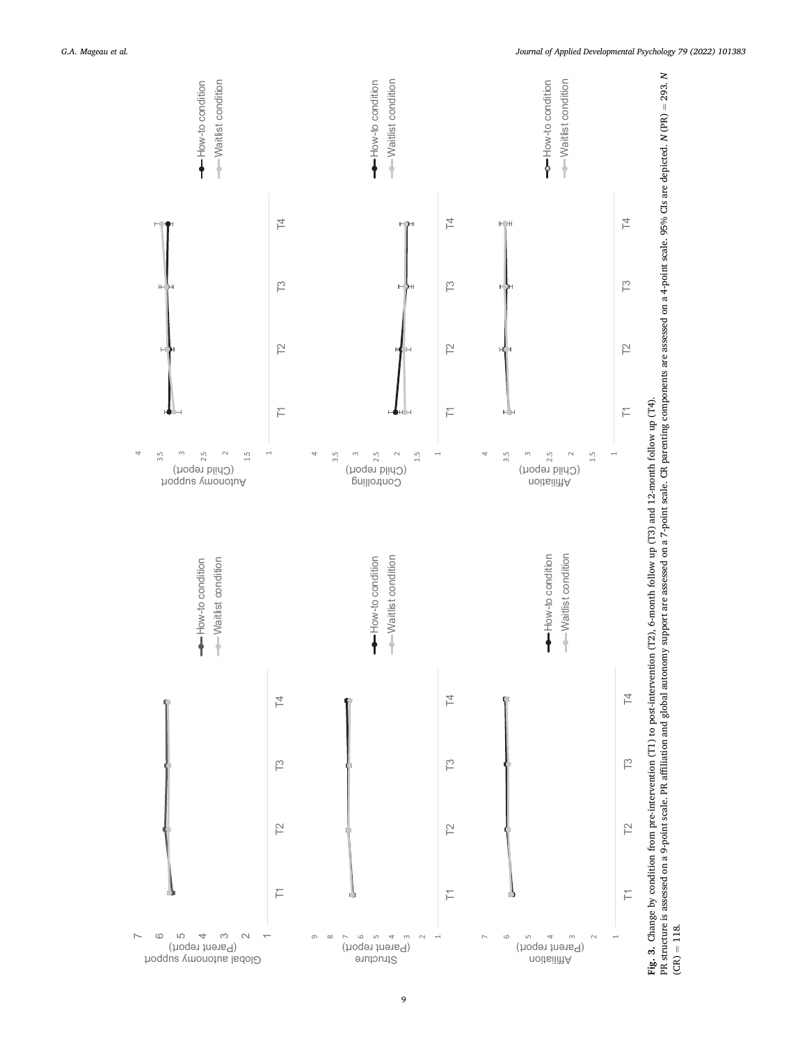**Fig. 3.** Change by condition from pre-intervention (T1) to post-intervention (T2), 6-month follow up (T3) and 12-month follow up (T4).
PR structure is assessed on a 9-point scale. PR affiliation and global autonomy support are assessed on a 7-point scale. CR parenting components are assessed on a 4-point scale. 95% CIs are depicted. *N* (PR) = 293. *N* (CR) = 118.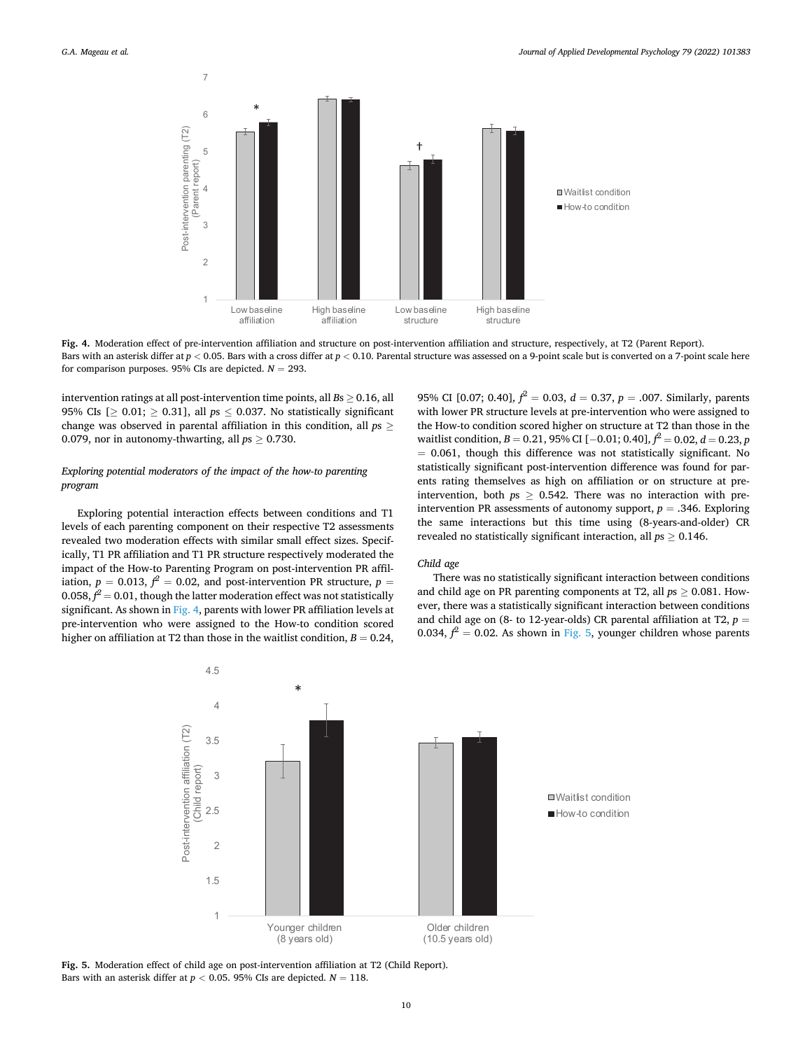**Fig. 4.** Moderation effect of pre-intervention affiliation and structure on post-intervention affiliation and structure, respectively, at T2 (Parent Report). Bars with an asterisk differ at $p < 0.05$. Bars with a cross differ at $p < 0.10$. Parental structure was assessed on a 9-point scale but is converted on a 7-point scale here for comparison purposes. 95% CIs are depicted. $N = 293$.

intervention ratings at all post-intervention time points, all $Bs \geq 0.16$, all 95% CIs [$\geq 0.01$; $\geq 0.31$], all $ps \leq 0.037$. No statistically significant change was observed in parental affiliation in this condition, all $ps \geq 0.079$, nor in autonomy-thwarting, all $ps \geq 0.730$.

### *Exploring potential moderators of the impact of the how-to parenting program*

Exploring potential interaction effects between conditions and T1 levels of each parenting component on their respective T2 assessments revealed two moderation effects with similar small effect sizes. Specifically, T1 PR affiliation and T1 PR structure respectively moderated the impact of the How-to Parenting Program on post-intervention PR affiliation, $p = 0.013$, $f^2 = 0.02$, and post-intervention PR structure, $p = 0.058$, $f^2 = 0.01$, though the latter moderation effect was not statistically significant. As shown in Fig. 4, parents with lower PR affiliation levels at pre-intervention who were assigned to the How-to condition scored higher on affiliation at T2 than those in the waitlist condition, $B = 0.24$, 95% CI [0.07; 0.40], $f^2 = 0.03$, $d = 0.37$, $p = .007$. Similarly, parents with lower PR structure levels at pre-intervention who were assigned to the How-to condition scored higher on structure at T2 than those in the waitlist condition, $B = 0.21$, 95% CI [−0.01; 0.40], $f^2 = 0.02$, $d = 0.23$, $p = 0.061$, though this difference was not statistically significant. No statistically significant post-intervention difference was found for parents rating themselves as high on affiliation or on structure at pre-intervention, both $ps \geq 0.542$. There was no interaction with pre-intervention PR assessments of autonomy support, $p = .346$. Exploring the same interactions but this time using (8-years-and-older) CR revealed no statistically significant interaction, all $ps \geq 0.146$.

#### *Child age*

There was no statistically significant interaction between conditions and child age on PR parenting components at T2, all $ps \geq 0.081$. However, there was a statistically significant interaction between conditions and child age on (8- to 12-year-olds) CR parental affiliation at T2, $p = 0.034$, $f^2 = 0.02$. As shown in Fig. 5, younger children whose parents

**Fig. 5.** Moderation effect of child age on post-intervention affiliation at T2 (Child Report). Bars with an asterisk differ at $p < 0.05$. 95% CIs are depicted. $N = 118$.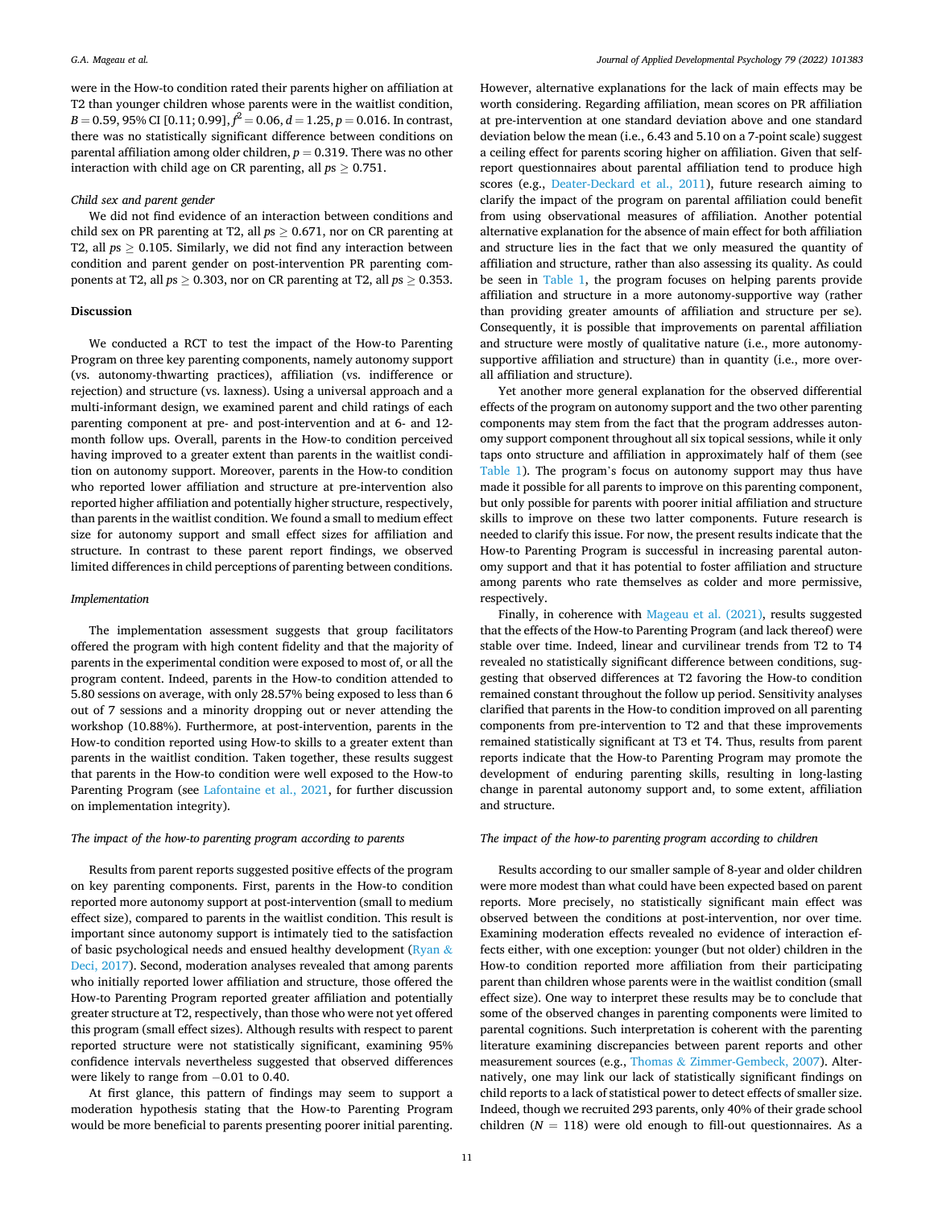were in the How-to condition rated their parents higher on affiliation at T2 than younger children whose parents were in the waitlist condition, $B = 0.59$, 95% CI [0.11; 0.99], $f^2 = 0.06$, $d = 1.25$, $p = 0.016$. In contrast, there was no statistically significant difference between conditions on parental affiliation among older children, $p = 0.319$. There was no other interaction with child age on CR parenting, all $ps \geq 0.751$.

*Child sex and parent gender*

We did not find evidence of an interaction between conditions and child sex on PR parenting at T2, all $ps \geq 0.671$, nor on CR parenting at T2, all $ps \geq 0.105$. Similarly, we did not find any interaction between condition and parent gender on post-intervention PR parenting components at T2, all $ps \geq 0.303$, nor on CR parenting at T2, all $ps \geq 0.353$.

## Discussion

We conducted a RCT to test the impact of the How-to Parenting Program on three key parenting components, namely autonomy support (vs. autonomy-thwarting practices), affiliation (vs. indifference or rejection) and structure (vs. laxness). Using a universal approach and a multi-informant design, we examined parent and child ratings of each parenting component at pre- and post-intervention and at 6- and 12-month follow ups. Overall, parents in the How-to condition perceived having improved to a greater extent than parents in the waitlist condition on autonomy support. Moreover, parents in the How-to condition who reported lower affiliation and structure at pre-intervention also reported higher affiliation and potentially higher structure, respectively, than parents in the waitlist condition. We found a small to medium effect size for autonomy support and small effect sizes for affiliation and structure. In contrast to these parent report findings, we observed limited differences in child perceptions of parenting between conditions.

*Implementation*

The implementation assessment suggests that group facilitators offered the program with high content fidelity and that the majority of parents in the experimental condition were exposed to most of, or all the program content. Indeed, parents in the How-to condition attended to 5.80 sessions on average, with only 28.57% being exposed to less than 6 out of 7 sessions and a minority dropping out or never attending the workshop (10.88%). Furthermore, at post-intervention, parents in the How-to condition reported using How-to skills to a greater extent than parents in the waitlist condition. Taken together, these results suggest that parents in the How-to condition were well exposed to the How-to Parenting Program (see Lafontaine et al., 2021, for further discussion on implementation integrity).

*The impact of the how-to parenting program according to parents*

Results from parent reports suggested positive effects of the program on key parenting components. First, parents in the How-to condition reported more autonomy support at post-intervention (small to medium effect size), compared to parents in the waitlist condition. This result is important since autonomy support is intimately tied to the satisfaction of basic psychological needs and ensued healthy development (Ryan & Deci, 2017). Second, moderation analyses revealed that among parents who initially reported lower affiliation and structure, those offered the How-to Parenting Program reported greater affiliation and potentially greater structure at T2, respectively, than those who were not yet offered this program (small effect sizes). Although results with respect to parent reported structure were not statistically significant, examining 95% confidence intervals nevertheless suggested that observed differences were likely to range from −0.01 to 0.40.

At first glance, this pattern of findings may seem to support a moderation hypothesis stating that the How-to Parenting Program would be more beneficial to parents presenting poorer initial parenting. However, alternative explanations for the lack of main effects may be worth considering. Regarding affiliation, mean scores on PR affiliation at pre-intervention at one standard deviation above and one standard deviation below the mean (i.e., 6.43 and 5.10 on a 7-point scale) suggest a ceiling effect for parents scoring higher on affiliation. Given that self-report questionnaires about parental affiliation tend to produce high scores (e.g., Deater-Deckard et al., 2011), future research aiming to clarify the impact of the program on parental affiliation could benefit from using observational measures of affiliation. Another potential alternative explanation for the absence of main effect for both affiliation and structure lies in the fact that we only measured the quantity of affiliation and structure, rather than also assessing its quality. As could be seen in Table 1, the program focuses on helping parents provide affiliation and structure in a more autonomy-supportive way (rather than providing greater amounts of affiliation and structure per se). Consequently, it is possible that improvements on parental affiliation and structure were mostly of qualitative nature (i.e., more autonomy-supportive affiliation and structure) than in quantity (i.e., more overall affiliation and structure).

Yet another more general explanation for the observed differential effects of the program on autonomy support and the two other parenting components may stem from the fact that the program addresses autonomy support component throughout all six topical sessions, while it only taps onto structure and affiliation in approximately half of them (see Table 1). The program's focus on autonomy support may thus have made it possible for all parents to improve on this parenting component, but only possible for parents with poorer initial affiliation and structure skills to improve on these two latter components. Future research is needed to clarify this issue. For now, the present results indicate that the How-to Parenting Program is successful in increasing parental autonomy support and that it has potential to foster affiliation and structure among parents who rate themselves as colder and more permissive, respectively.

Finally, in coherence with Mageau et al. (2021), results suggested that the effects of the How-to Parenting Program (and lack thereof) were stable over time. Indeed, linear and curvilinear trends from T2 to T4 revealed no statistically significant difference between conditions, suggesting that observed differences at T2 favoring the How-to condition remained constant throughout the follow up period. Sensitivity analyses clarified that parents in the How-to condition improved on all parenting components from pre-intervention to T2 and that these improvements remained statistically significant at T3 et T4. Thus, results from parent reports indicate that the How-to Parenting Program may promote the development of enduring parenting skills, resulting in long-lasting change in parental autonomy support and, to some extent, affiliation and structure.

*The impact of the how-to parenting program according to children*

Results according to our smaller sample of 8-year and older children were more modest than what could have been expected based on parent reports. More precisely, no statistically significant main effect was observed between the conditions at post-intervention, nor over time. Examining moderation effects revealed no evidence of interaction effects either, with one exception: younger (but not older) children in the How-to condition reported more affiliation from their participating parent than children whose parents were in the waitlist condition (small effect size). One way to interpret these results may be to conclude that some of the observed changes in parenting components were limited to parental cognitions. Such interpretation is coherent with the parenting literature examining discrepancies between parent reports and other measurement sources (e.g., Thomas & Zimmer-Gembeck, 2007). Alternatively, one may link our lack of statistically significant findings on child reports to a lack of statistical power to detect effects of smaller size. Indeed, though we recruited 293 parents, only 40% of their grade school children ($N = 118$) were old enough to fill-out questionnaires. As a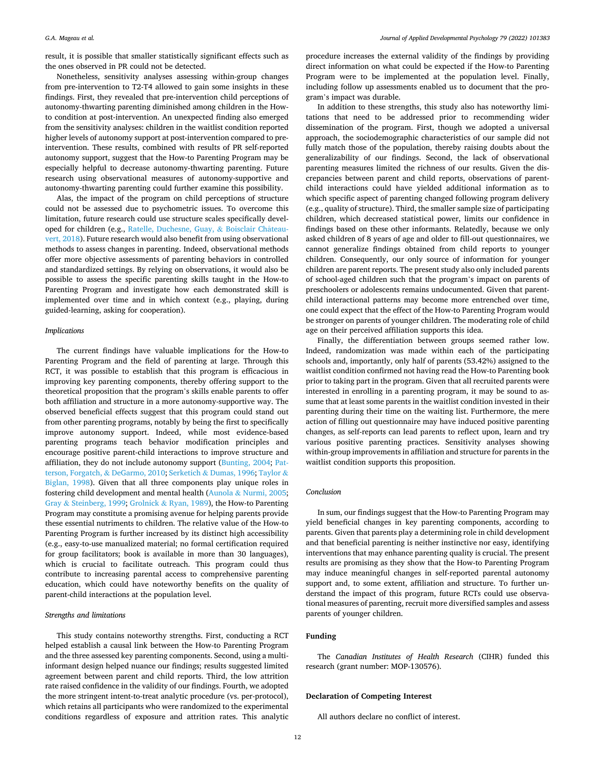result, it is possible that smaller statistically significant effects such as the ones observed in PR could not be detected.

Nonetheless, sensitivity analyses assessing within-group changes from pre-intervention to T2-T4 allowed to gain some insights in these findings. First, they revealed that pre-intervention child perceptions of autonomy-thwarting parenting diminished among children in the How-to condition at post-intervention. An unexpected finding also emerged from the sensitivity analyses: children in the waitlist condition reported higher levels of autonomy support at post-intervention compared to pre-intervention. These results, combined with results of PR self-reported autonomy support, suggest that the How-to Parenting Program may be especially helpful to decrease autonomy-thwarting parenting. Future research using observational measures of autonomy-supportive and autonomy-thwarting parenting could further examine this possibility.

Alas, the impact of the program on child perceptions of structure could not be assessed due to psychometric issues. To overcome this limitation, future research could use structure scales specifically developed for children (e.g., Ratelle, Duchesne, Guay, & Boisclair Châteauvert, 2018). Future research would also benefit from using observational methods to assess changes in parenting. Indeed, observational methods offer more objective assessments of parenting behaviors in controlled and standardized settings. By relying on observations, it would also be possible to assess the specific parenting skills taught in the How-to Parenting Program and investigate how each demonstrated skill is implemented over time and in which context (e.g., playing, during guided-learning, asking for cooperation).

### *Implications*

The current findings have valuable implications for the How-to Parenting Program and the field of parenting at large. Through this RCT, it was possible to establish that this program is efficacious in improving key parenting components, thereby offering support to the theoretical proposition that the program's skills enable parents to offer both affiliation and structure in a more autonomy-supportive way. The observed beneficial effects suggest that this program could stand out from other parenting programs, notably by being the first to specifically improve autonomy support. Indeed, while most evidence-based parenting programs teach behavior modification principles and encourage positive parent-child interactions to improve structure and affiliation, they do not include autonomy support (Bunting, 2004; Patterson, Forgatch, & DeGarmo, 2010; Serketich & Dumas, 1996; Taylor & Biglan, 1998). Given that all three components play unique roles in fostering child development and mental health (Aunola & Nurmi, 2005; Gray & Steinberg, 1999; Grolnick & Ryan, 1989), the How-to Parenting Program may constitute a promising avenue for helping parents provide these essential nutriments to children. The relative value of the How-to Parenting Program is further increased by its distinct high accessibility (e.g., easy-to-use manualized material; no formal certification required for group facilitators; book is available in more than 30 languages), which is crucial to facilitate outreach. This program could thus contribute to increasing parental access to comprehensive parenting education, which could have noteworthy benefits on the quality of parent-child interactions at the population level.

### *Strengths and limitations*

This study contains noteworthy strengths. First, conducting a RCT helped establish a causal link between the How-to Parenting Program and the three assessed key parenting components. Second, using a multi-informant design helped nuance our findings; results suggested limited agreement between parent and child reports. Third, the low attrition rate raised confidence in the validity of our findings. Fourth, we adopted the more stringent intent-to-treat analytic procedure (vs. per-protocol), which retains all participants who were randomized to the experimental conditions regardless of exposure and attrition rates. This analytic procedure increases the external validity of the findings by providing direct information on what could be expected if the How-to Parenting Program were to be implemented at the population level. Finally, including follow up assessments enabled us to document that the program's impact was durable.

In addition to these strengths, this study also has noteworthy limitations that need to be addressed prior to recommending wider dissemination of the program. First, though we adopted a universal approach, the sociodemographic characteristics of our sample did not fully match those of the population, thereby raising doubts about the generalizability of our findings. Second, the lack of observational parenting measures limited the richness of our results. Given the discrepancies between parent and child reports, observations of parent-child interactions could have yielded additional information as to which specific aspect of parenting changed following program delivery (e.g., quality of structure). Third, the smaller sample size of participating children, which decreased statistical power, limits our confidence in findings based on these other informants. Relatedly, because we only asked children of 8 years of age and older to fill-out questionnaires, we cannot generalize findings obtained from child reports to younger children. Consequently, our only source of information for younger children are parent reports. The present study also only included parents of school-aged children such that the program's impact on parents of preschoolers or adolescents remains undocumented. Given that parent-child interactional patterns may become more entrenched over time, one could expect that the effect of the How-to Parenting Program would be stronger on parents of younger children. The moderating role of child age on their perceived affiliation supports this idea.

Finally, the differentiation between groups seemed rather low. Indeed, randomization was made within each of the participating schools and, importantly, only half of parents (53.42%) assigned to the waitlist condition confirmed not having read the How-to Parenting book prior to taking part in the program. Given that all recruited parents were interested in enrolling in a parenting program, it may be sound to assume that at least some parents in the waitlist condition invested in their parenting during their time on the waiting list. Furthermore, the mere action of filling out questionnaire may have induced positive parenting changes, as self-reports can lead parents to reflect upon, learn and try various positive parenting practices. Sensitivity analyses showing within-group improvements in affiliation and structure for parents in the waitlist condition supports this proposition.

### *Conclusion*

In sum, our findings suggest that the How-to Parenting Program may yield beneficial changes in key parenting components, according to parents. Given that parents play a determining role in child development and that beneficial parenting is neither instinctive nor easy, identifying interventions that may enhance parenting quality is crucial. The present results are promising as they show that the How-to Parenting Program may induce meaningful changes in self-reported parental autonomy support and, to some extent, affiliation and structure. To further understand the impact of this program, future RCTs could use observational measures of parenting, recruit more diversified samples and assess parents of younger children.

## Funding

The *Canadian Institutes of Health Research* (CIHR) funded this research (grant number: MOP-130576).

## Declaration of Competing Interest

All authors declare no conflict of interest.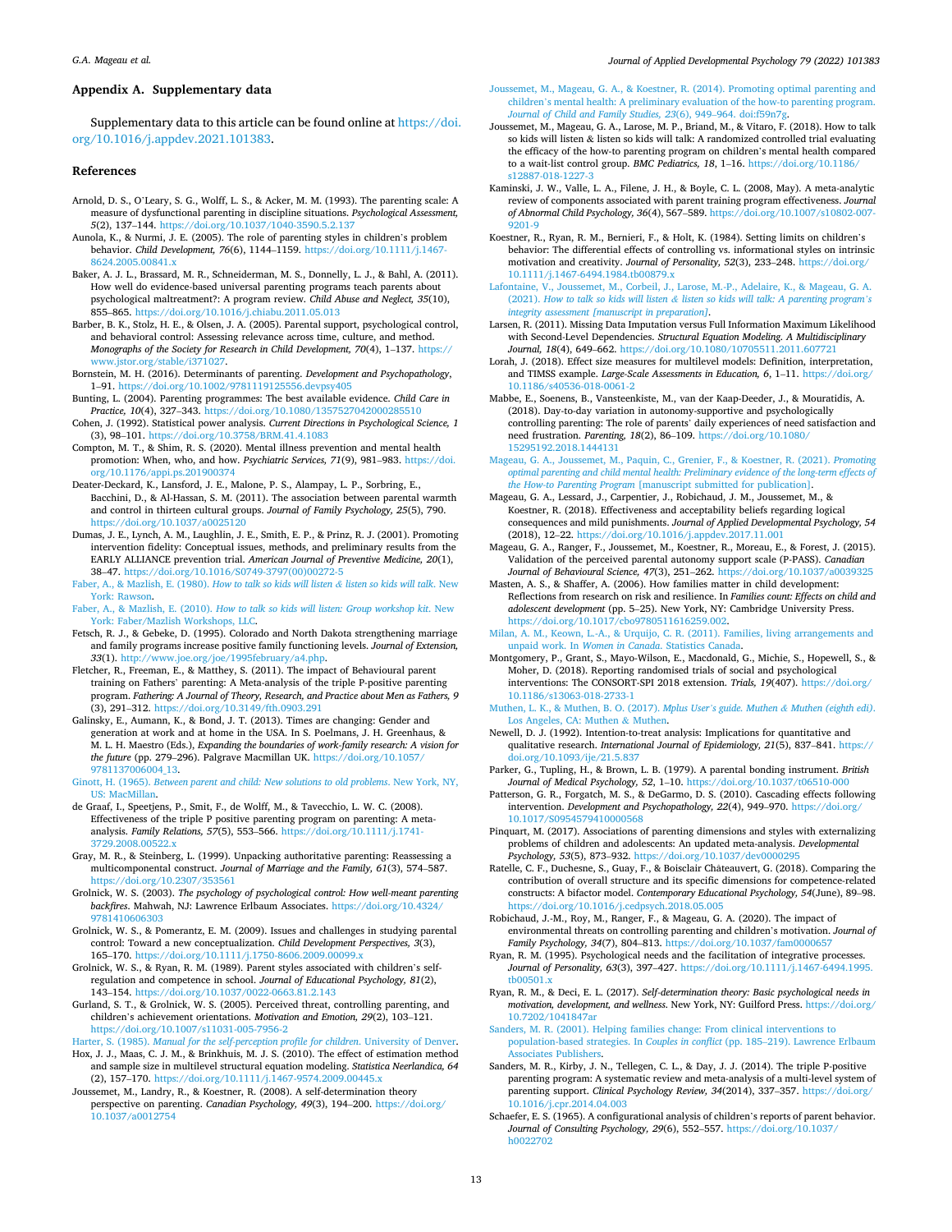## Appendix A. Supplementary data

Supplementary data to this article can be found online at https://doi.org/10.1016/j.appdev.2021.101383.

## References

Arnold, D. S., O'Leary, S. G., Wolff, L. S., & Acker, M. M. (1993). The parenting scale: A measure of dysfunctional parenting in discipline situations. *Psychological Assessment, 5*(2), 137–144. https://doi.org/10.1037/1040-3590.5.2.137

Aunola, K., & Nurmi, J. E. (2005). The role of parenting styles in children's problem behavior. *Child Development, 76*(6), 1144–1159. https://doi.org/10.1111/j.1467-8624.2005.00841.x

Baker, A. J. L., Brassard, M. R., Schneiderman, M. S., Donnelly, L. J., & Bahl, A. (2011). How well do evidence-based universal parenting programs teach parents about psychological maltreatment?: A program review. *Child Abuse and Neglect, 35*(10), 855–865. https://doi.org/10.1016/j.chiabu.2011.05.013

Barber, B. K., Stolz, H. E., & Olsen, J. A. (2005). Parental support, psychological control, and behavioral control: Assessing relevance across time, culture, and method. *Monographs of the Society for Research in Child Development, 70*(4), 1–137. https://www.jstor.org/stable/i371027.

Bornstein, M. H. (2016). Determinants of parenting. *Development and Psychopathology*, 1–91. https://doi.org/10.1002/9781119125556.devpsy405

Bunting, L. (2004). Parenting programmes: The best available evidence. *Child Care in Practice, 10*(4), 327–343. https://doi.org/10.1080/1357527042000285510

Cohen, J. (1992). Statistical power analysis. *Current Directions in Psychological Science, 1* (3), 98–101. https://doi.org/10.3758/BRM.41.4.1083

Compton, M. T., & Shim, R. S. (2020). Mental illness prevention and mental health promotion: When, who, and how. *Psychiatric Services, 71*(9), 981–983. https://doi.org/10.1176/appi.ps.201900374

Deater-Deckard, K., Lansford, J. E., Malone, P. S., Alampay, L. P., Sorbring, E., Bacchini, D., & Al-Hassan, S. M. (2011). The association between parental warmth and control in thirteen cultural groups. *Journal of Family Psychology, 25*(5), 790. https://doi.org/10.1037/a0025120

Dumas, J. E., Lynch, A. M., Laughlin, J. E., Smith, E. P., & Prinz, R. J. (2001). Promoting intervention fidelity: Conceptual issues, methods, and preliminary results from the EARLY ALLIANCE prevention trial. *American Journal of Preventive Medicine, 20*(1), 38–47. https://doi.org/10.1016/S0749-3797(00)00272-5

Faber, A., & Mazlish, E. (1980). *How to talk so kids will listen & listen so kids will talk*. New York: Rawson.

Faber, A., & Mazlish, E. (2010). *How to talk so kids will listen: Group workshop kit*. New York: Faber/Mazlish Workshops, LLC.

Fetsch, R. J., & Gebeke, D. (1995). Colorado and North Dakota strengthening marriage and family programs increase positive family functioning levels. *Journal of Extension, 33*(1). http://www.joe.org/joe/1995february/a4.php.

Fletcher, R., Freeman, E., & Matthey, S. (2011). The impact of Behavioural parent training on Fathers' parenting: A Meta-analysis of the triple P-positive parenting program. *Fathering: A Journal of Theory, Research, and Practice about Men as Fathers, 9* (3), 291–312. https://doi.org/10.3149/fth.0903.291

Galinsky, E., Aumann, K., & Bond, J. T. (2013). Times are changing: Gender and generation at work and at home in the USA. In S. Poelmans, J. H. Greenhaus, & M. L. H. Maestro (Eds.), *Expanding the boundaries of work-family research: A vision for the future* (pp. 279–296). Palgrave Macmillan UK. https://doi.org/10.1057/9781137006004_13.

Ginott, H. (1965). *Between parent and child: New solutions to old problems*. New York, NY, US: MacMillan.

de Graaf, I., Speetjens, P., Smit, F., de Wolff, M., & Tavecchio, L. W. C. (2008). Effectiveness of the triple P positive parenting program on parenting: A meta-analysis. *Family Relations, 57*(5), 553–566. https://doi.org/10.1111/j.1741-3729.2008.00522.x

Gray, M. R., & Steinberg, L. (1999). Unpacking authoritative parenting: Reassessing a multicomponental construct. *Journal of Marriage and the Family, 61*(3), 574–587. https://doi.org/10.2307/353561

Grolnick, W. S. (2003). *The psychology of psychological control: How well-meant parenting backfires*. Mahwah, NJ: Lawrence Erlbaum Associates. https://doi.org/10.4324/9781410606303

Grolnick, W. S., & Pomerantz, E. M. (2009). Issues and challenges in studying parental control: Toward a new conceptualization. *Child Development Perspectives, 3*(3), 165–170. https://doi.org/10.1111/j.1750-8606.2009.00099.x

Grolnick, W. S., & Ryan, R. M. (1989). Parent styles associated with children's self-regulation and competence in school. *Journal of Educational Psychology, 81*(2), 143–154. https://doi.org/10.1037/0022-0663.81.2.143

Gurland, S. T., & Grolnick, W. S. (2005). Perceived threat, controlling parenting, and children's achievement orientations. *Motivation and Emotion, 29*(2), 103–121. https://doi.org/10.1007/s11031-005-7956-2

Harter, S. (1985). *Manual for the self-perception profile for children*. University of Denver.

Hox, J. J., Maas, C. J. M., & Brinkhuis, M. J. S. (2010). The effect of estimation method and sample size in multilevel structural equation modeling. *Statistica Neerlandica, 64* (2), 157–170. https://doi.org/10.1111/j.1467-9574.2009.00445.x

Joussemet, M., Landry, R., & Koestner, R. (2008). A self-determination theory perspective on parenting. *Canadian Psychology, 49*(3), 194–200. https://doi.org/10.1037/a0012754

Joussemet, M., Mageau, G. A., & Koestner, R. (2014). Promoting optimal parenting and children's mental health: A preliminary evaluation of the how-to parenting program. *Journal of Child and Family Studies, 23*(6), 949–964. doi:f59n7g.

Joussemet, M., Mageau, G. A., Larose, M. P., Briand, M., & Vitaro, F. (2018). How to talk so kids will listen & listen so kids will talk: A randomized controlled trial evaluating the efficacy of the how-to parenting program on children's mental health compared to a wait-list control group. *BMC Pediatrics, 18*, 1–16. https://doi.org/10.1186/s12887-018-1227-3

Kaminski, J. W., Valle, L. A., Filene, J. H., & Boyle, C. L. (2008, May). A meta-analytic review of components associated with parent training program effectiveness. *Journal of Abnormal Child Psychology, 36*(4), 567–589. https://doi.org/10.1007/s10802-007-9201-9

Koestner, R., Ryan, R. M., Bernieri, F., & Holt, K. (1984). Setting limits on children's behavior: The differential effects of controlling vs. informational styles on intrinsic motivation and creativity. *Journal of Personality, 52*(3), 233–248. https://doi.org/10.1111/j.1467-6494.1984.tb00879.x

Lafontaine, V., Joussemet, M., Corbeil, J., Larose, M.-P., Adelaire, K., & Mageau, G. A. (2021). *How to talk so kids will listen & listen so kids will talk: A parenting program's integrity assessment [manuscript in preparation]*.

Larsen, R. (2011). Missing Data Imputation versus Full Information Maximum Likelihood with Second-Level Dependencies. *Structural Equation Modeling. A Multidisciplinary Journal, 18*(4), 649–662. https://doi.org/10.1080/10705511.2011.607721

Lorah, J. (2018). Effect size measures for multilevel models: Definition, interpretation, and TIMSS example. *Large-Scale Assessments in Education, 6*, 1–11. https://doi.org/10.1186/s40536-018-0061-2

Mabbe, E., Soenens, B., Vansteenkiste, M., van der Kaap-Deeder, J., & Mouratidis, A. (2018). Day-to-day variation in autonomy-supportive and psychologically controlling parenting: The role of parents' daily experiences of need satisfaction and need frustration. *Parenting, 18*(2), 86–109. https://doi.org/10.1080/15295192.2018.1444131

Mageau, G. A., Joussemet, M., Paquin, C., Grenier, F., & Koestner, R. (2021). *Promoting optimal parenting and child mental health: Preliminary evidence of the long-term effects of the How-to Parenting Program* [manuscript submitted for publication].

Mageau, G. A., Lessard, J., Carpentier, J., Robichaud, J. M., Joussemet, M., & Koestner, R. (2018). Effectiveness and acceptability beliefs regarding logical consequences and mild punishments. *Journal of Applied Developmental Psychology, 54* (2018), 12–22. https://doi.org/10.1016/j.appdev.2017.11.001

Mageau, G. A., Ranger, F., Joussemet, M., Koestner, R., Moreau, E., & Forest, J. (2015). Validation of the perceived parental autonomy support scale (P-PASS). *Canadian Journal of Behavioural Science, 47*(3), 251–262. https://doi.org/10.1037/a0039325

Masten, A. S., & Shaffer, A. (2006). How families matter in child development: Reflections from research on risk and resilience. In *Families count: Effects on child and adolescent development* (pp. 5–25). New York, NY: Cambridge University Press. https://doi.org/10.1017/cbo9780511616259.002.

Milan, A. M., Keown, L.-A., & Urquijo, C. R. (2011). Families, living arrangements and unpaid work. In *Women in Canada*. Statistics Canada.

Montgomery, P., Grant, S., Mayo-Wilson, E., Macdonald, G., Michie, S., Hopewell, S., & Moher, D. (2018). Reporting randomised trials of social and psychological interventions: The CONSORT-SPI 2018 extension. *Trials, 19*(407). https://doi.org/10.1186/s13063-018-2733-1

Muthen, L. K., & Muthen, B. O. (2017). *Mplus User's guide. Muthen & Muthen (eighth edi)*. Los Angeles, CA: Muthen & Muthen.

Newell, D. J. (1992). Intention-to-treat analysis: Implications for quantitative and qualitative research. *International Journal of Epidemiology, 21*(5), 837–841. https://doi.org/10.1093/ije/21.5.837

Parker, G., Tupling, H., & Brown, L. B. (1979). A parental bonding instrument. *British Journal of Medical Psychology, 52*, 1–10. https://doi.org/10.1037/t06510-000

Patterson, G. R., Forgatch, M. S., & DeGarmo, D. S. (2010). Cascading effects following intervention. *Development and Psychopathology, 22*(4), 949–970. https://doi.org/10.1017/S0954579410000568

Pinquart, M. (2017). Associations of parenting dimensions and styles with externalizing problems of children and adolescents: An updated meta-analysis. *Developmental Psychology, 53*(5), 873–932. https://doi.org/10.1037/dev0000295

Ratelle, C. F., Duchesne, S., Guay, F., & Boisclair Châteauvert, G. (2018). Comparing the contribution of overall structure and its specific dimensions for competence-related constructs: A bifactor model. *Contemporary Educational Psychology, 54*(June), 89–98. https://doi.org/10.1016/j.cedpsych.2018.05.005

Robichaud, J.-M., Roy, M., Ranger, F., & Mageau, G. A. (2020). The impact of environmental threats on controlling parenting and children's motivation. *Journal of Family Psychology, 34*(7), 804–813. https://doi.org/10.1037/fam0000657

Ryan, R. M. (1995). Psychological needs and the facilitation of integrative processes. *Journal of Personality, 63*(3), 397–427. https://doi.org/10.1111/j.1467-6494.1995.tb00501.x

Ryan, R. M., & Deci, E. L. (2017). *Self-determination theory: Basic psychological needs in motivation, development, and wellness*. New York, NY: Guilford Press. https://doi.org/10.7202/1041847ar

Sanders, M. R. (2001). Helping families change: From clinical interventions to population-based strategies. In *Couples in conflict* (pp. 185–219). Lawrence Erlbaum Associates Publishers.

Sanders, M. R., Kirby, J. N., Tellegen, C. L., & Day, J. J. (2014). The triple P-positive parenting program: A systematic review and meta-analysis of a multi-level system of parenting support. *Clinical Psychology Review, 34*(2014), 337–357. https://doi.org/10.1016/j.cpr.2014.04.003

Schaefer, E. S. (1965). A configurational analysis of children's reports of parent behavior. *Journal of Consulting Psychology, 29*(6), 552–557. https://doi.org/10.1037/h0022702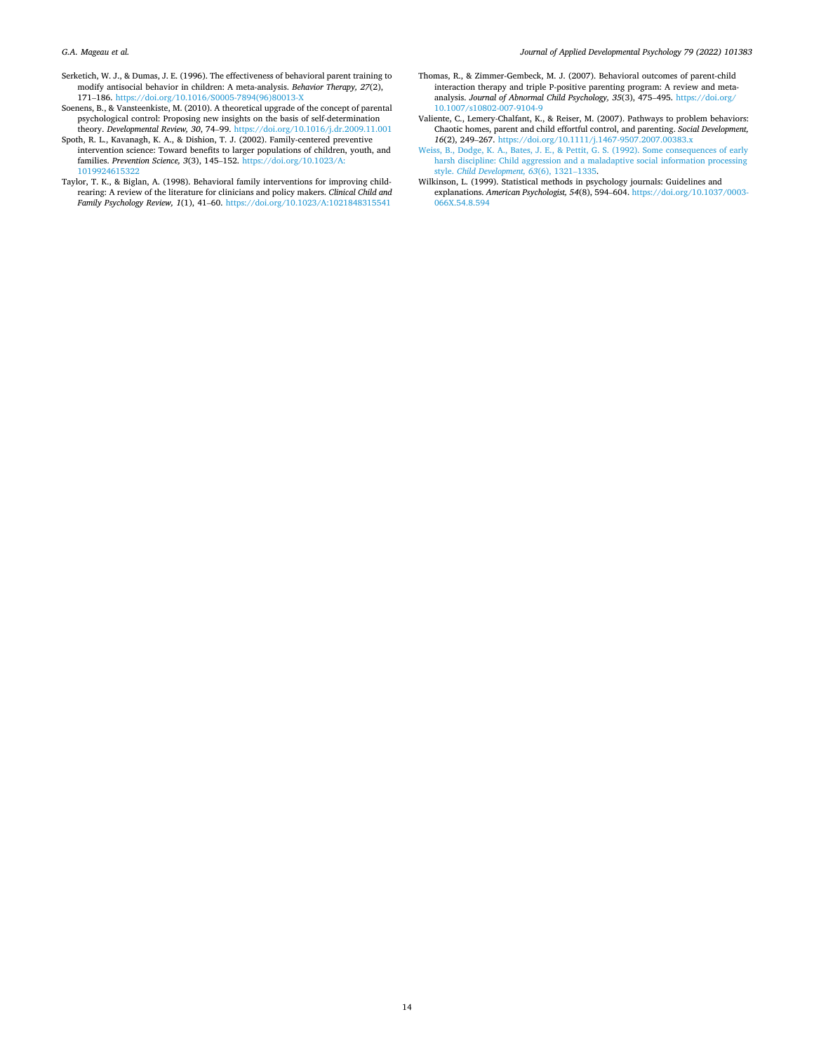Serketich, W. J., & Dumas, J. E. (1996). The effectiveness of behavioral parent training to modify antisocial behavior in children: A meta-analysis. *Behavior Therapy, 27*(2), 171–186. https://doi.org/10.1016/S0005-7894(96)80013-X

Soenens, B., & Vansteenkiste, M. (2010). A theoretical upgrade of the concept of parental psychological control: Proposing new insights on the basis of self-determination theory. *Developmental Review, 30*, 74–99. https://doi.org/10.1016/j.dr.2009.11.001

Spoth, R. L., Kavanagh, K. A., & Dishion, T. J. (2002). Family-centered preventive intervention science: Toward benefits to larger populations of children, youth, and families. *Prevention Science, 3*(3), 145–152. https://doi.org/10.1023/A:1019924615322

Taylor, T. K., & Biglan, A. (1998). Behavioral family interventions for improving child-rearing: A review of the literature for clinicians and policy makers. *Clinical Child and Family Psychology Review, 1*(1), 41–60. https://doi.org/10.1023/A:1021848315541

Thomas, R., & Zimmer-Gembeck, M. J. (2007). Behavioral outcomes of parent-child interaction therapy and triple P-positive parenting program: A review and meta-analysis. *Journal of Abnormal Child Psychology, 35*(3), 475–495. https://doi.org/10.1007/s10802-007-9104-9

Valiente, C., Lemery-Chalfant, K., & Reiser, M. (2007). Pathways to problem behaviors: Chaotic homes, parent and child effortful control, and parenting. *Social Development, 16*(2), 249–267. https://doi.org/10.1111/j.1467-9507.2007.00383.x

Weiss, B., Dodge, K. A., Bates, J. E., & Pettit, G. S. (1992). Some consequences of early harsh discipline: Child aggression and a maladaptive social information processing style. *Child Development, 63*(6), 1321–1335.

Wilkinson, L. (1999). Statistical methods in psychology journals: Guidelines and explanations. *American Psychologist, 54*(8), 594–604. https://doi.org/10.1037/0003-066X.54.8.594